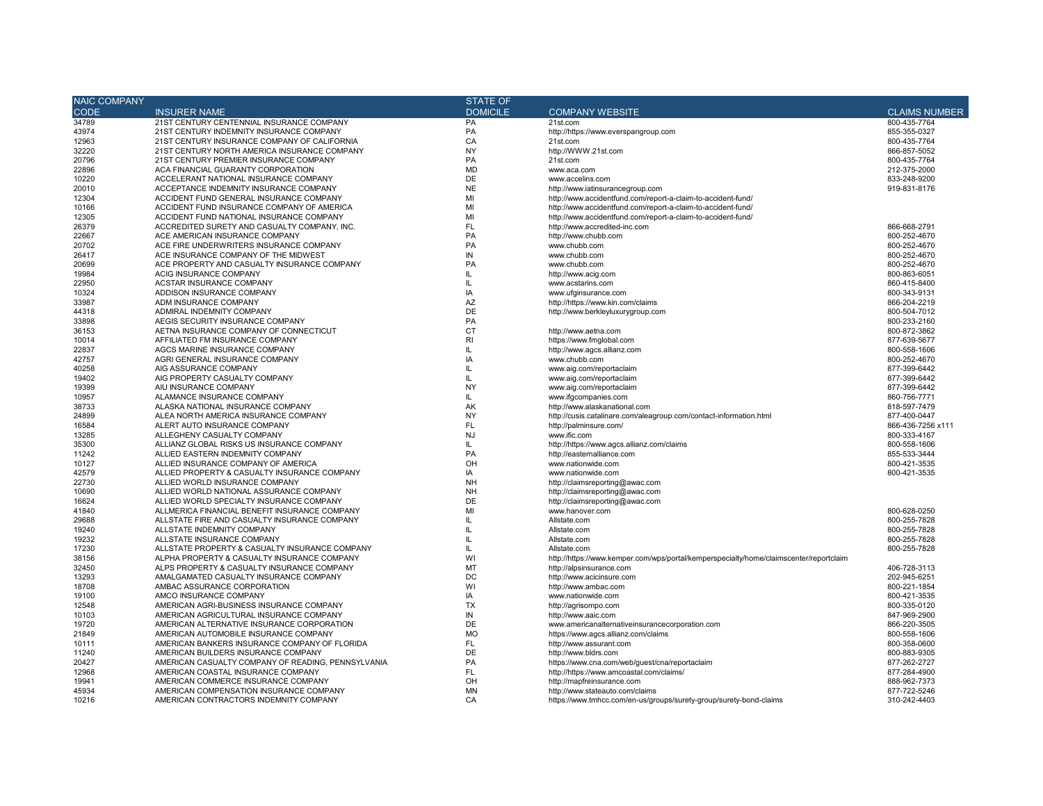| NAIC COMPANY CODE | INSURER NAME | STATE OF DOMICILE | COMPANY WEBSITE | CLAIMS NUMBER |
|---|---|---|---|---|
| 34789 | 21ST CENTURY CENTENNIAL INSURANCE COMPANY | PA | 21st.com | 800-435-7764 |
| 43974 | 21ST CENTURY INDEMNITY INSURANCE COMPANY | PA | http://https://www.everspangroup.com | 855-355-0327 |
| 12963 | 21ST CENTURY INSURANCE COMPANY OF CALIFORNIA | CA | 21st.com | 800-435-7764 |
| 32220 | 21ST CENTURY NORTH AMERICA INSURANCE COMPANY | NY | http://WWW.21st.com | 866-857-5052 |
| 20796 | 21ST CENTURY PREMIER INSURANCE COMPANY | PA | 21st.com | 800-435-7764 |
| 22896 | ACA FINANCIAL GUARANTY CORPORATION | MD | www.aca.com | 212-375-2000 |
| 10220 | ACCELERANT NATIONAL INSURANCE COMPANY | DE | www.accelins.com | 833-248-9200 |
| 20010 | ACCEPTANCE INDEMNITY INSURANCE COMPANY | NE | http://www.iatinsurancegroup.com | 919-831-8176 |
| 12304 | ACCIDENT FUND GENERAL INSURANCE COMPANY | MI | http://www.accidentfund.com/report-a-claim-to-accident-fund/ | |
| 10166 | ACCIDENT FUND INSURANCE COMPANY OF AMERICA | MI | http://www.accidentfund.com/report-a-claim-to-accident-fund/ | |
| 12305 | ACCIDENT FUND NATIONAL INSURANCE COMPANY | MI | http://www.accidentfund.com/report-a-claim-to-accident-fund/ | |
| 26379 | ACCREDITED SURETY AND CASUALTY COMPANY, INC. | FL | http://www.accredited-inc.com | 866-668-2791 |
| 22667 | ACE AMERICAN INSURANCE COMPANY | PA | http://www.chubb.com | 800-252-4670 |
| 20702 | ACE FIRE UNDERWRITERS INSURANCE COMPANY | PA | www.chubb.com | 800-252-4670 |
| 26417 | ACE INSURANCE COMPANY OF THE MIDWEST | IN | www.chubb.com | 800-252-4670 |
| 20699 | ACE PROPERTY AND CASUALTY INSURANCE COMPANY | PA | www.chubb.com | 800-252-4670 |
| 19984 | ACIG INSURANCE COMPANY | IL | http://www.acig.com | 800-863-6051 |
| 22950 | ACSTAR INSURANCE COMPANY | IL | www.acstarins.com | 860-415-8400 |
| 10324 | ADDISON INSURANCE COMPANY | IA | www.ufginsurance.com | 800-343-9131 |
| 33987 | ADM INSURANCE COMPANY | AZ | http://https://www.kin.com/claims | 866-204-2219 |
| 44318 | ADMIRAL INDEMNITY COMPANY | DE | http://www.berkleyluxurygroup.com | 800-504-7012 |
| 33898 | AEGIS SECURITY INSURANCE COMPANY | PA | | 800-233-2160 |
| 36153 | AETNA INSURANCE COMPANY OF CONNECTICUT | CT | http://www.aetna.com | 800-872-3862 |
| 10014 | AFFILIATED FM INSURANCE COMPANY | RI | https://www.fmglobal.com | 877-639-5677 |
| 22837 | AGCS MARINE INSURANCE COMPANY | IL | http://www.agcs.allianz.com | 800-558-1606 |
| 42757 | AGRI GENERAL INSURANCE COMPANY | IA | www.chubb.com | 800-252-4670 |
| 40258 | AIG ASSURANCE COMPANY | IL | www.aig.com/reportaclaim | 877-399-6442 |
| 19402 | AIG PROPERTY CASUALTY COMPANY | IL | www.aig.com/reportaclaim | 877-399-6442 |
| 19399 | AIU INSURANCE COMPANY | NY | www.aig.com/reportaclaim | 877-399-6442 |
| 10957 | ALAMANCE INSURANCE COMPANY | IL | www.ifgcompanies.com | 860-756-7771 |
| 38733 | ALASKA NATIONAL INSURANCE COMPANY | AK | http://www.alaskanational.com | 818-597-7479 |
| 24899 | ALEA NORTH AMERICA INSURANCE COMPANY | NY | http://cusis.catalinare.com/aleagroup.com/contact-information.html | 877-400-0447 |
| 16584 | ALERT AUTO INSURANCE COMPANY | FL | http://palminsure.com/ | 866-436-7256 x111 |
| 13285 | ALLEGHENY CASUALTY COMPANY | NJ | www.ific.com | 800-333-4167 |
| 35300 | ALLIANZ GLOBAL RISKS US INSURANCE COMPANY | IL | http://https://www.agcs.allianz.com/claims | 800-558-1606 |
| 11242 | ALLIED EASTERN INDEMNITY COMPANY | PA | http://easternalliance.com | 855-533-3444 |
| 10127 | ALLIED INSURANCE COMPANY OF AMERICA | OH | www.nationwide.com | 800-421-3535 |
| 42579 | ALLIED PROPERTY & CASUALTY INSURANCE COMPANY | IA | www.nationwide.com | 800-421-3535 |
| 22730 | ALLIED WORLD INSURANCE COMPANY | NH | http://claimsreporting@awac.com | |
| 10690 | ALLIED WORLD NATIONAL ASSURANCE COMPANY | NH | http://claimsreporting@awac.com | |
| 16624 | ALLIED WORLD SPECIALTY INSURANCE COMPANY | DE | http://claimsreporting@awac.com | |
| 41840 | ALLMERICA FINANCIAL BENEFIT INSURANCE COMPANY | MI | www.hanover.com | 800-628-0250 |
| 29688 | ALLSTATE FIRE AND CASUALTY INSURANCE COMPANY | IL | Allstate.com | 800-255-7828 |
| 19240 | ALLSTATE INDEMNITY COMPANY | IL | Allstate.com | 800-255-7828 |
| 19232 | ALLSTATE INSURANCE COMPANY | IL | Allstate.com | 800-255-7828 |
| 17230 | ALLSTATE PROPERTY & CASUALTY INSURANCE COMPANY | IL | Allstate.com | 800-255-7828 |
| 38156 | ALPHA PROPERTY & CASUALTY INSURANCE COMPANY | WI | http://https://www.kemper.com/wps/portal/kemperspecialty/home/claimscenter/reportclaim | |
| 32450 | ALPS PROPERTY & CASUALTY INSURANCE COMPANY | MT | http://alpsinsurance.com | 406-728-3113 |
| 13293 | AMALGAMATED CASUALTY INSURANCE COMPANY | DC | http://www.acicinsure.com | 202-945-6251 |
| 18708 | AMBAC ASSURANCE CORPORATION | WI | http://www.ambac.com | 800-221-1854 |
| 19100 | AMCO INSURANCE COMPANY | IA | www.nationwide.com | 800-421-3535 |
| 12548 | AMERICAN AGRI-BUSINESS INSURANCE COMPANY | TX | http://agrisompo.com | 800-335-0120 |
| 10103 | AMERICAN AGRICULTURAL INSURANCE COMPANY | IN | http://www.aaic.com | 847-969-2900 |
| 19720 | AMERICAN ALTERNATIVE INSURANCE CORPORATION | DE | www.americanalternativeinsurancecorporation.com | 866-220-3505 |
| 21849 | AMERICAN AUTOMOBILE INSURANCE COMPANY | MO | https://www.agcs.allianz.com/claims | 800-558-1606 |
| 10111 | AMERICAN BANKERS INSURANCE COMPANY OF FLORIDA | FL | http://www.assurant.com | 800-358-0600 |
| 11240 | AMERICAN BUILDERS INSURANCE COMPANY | DE | http://www.bldrs.com | 800-883-9305 |
| 20427 | AMERICAN CASUALTY COMPANY OF READING, PENNSYLVANIA | PA | https://www.cna.com/web/guest/cna/reportaclaim | 877-262-2727 |
| 12968 | AMERICAN COASTAL INSURANCE COMPANY | FL | http://https://www.amcoastal.com/claims/ | 877-284-4900 |
| 19941 | AMERICAN COMMERCE INSURANCE COMPANY | OH | http://mapfreinsurance.com | 888-962-7373 |
| 45934 | AMERICAN COMPENSATION INSURANCE COMPANY | MN | http://www.stateauto.com/claims | 877-722-5246 |
| 10216 | AMERICAN CONTRACTORS INDEMNITY COMPANY | CA | https://www.tmhcc.com/en-us/groups/surety-group/surety-bond-claims | 310-242-4403 |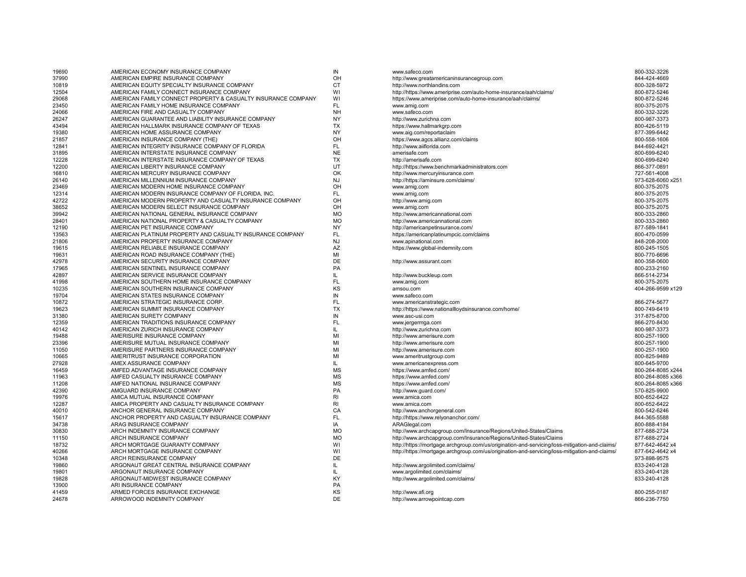| | | | | |
|---|---|---|---|---|
| 19690 | AMERICAN ECONOMY INSURANCE COMPANY | IN | www.safeco.com | 800-332-3226 |
| 37990 | AMERICAN EMPIRE INSURANCE COMPANY | OH | http://www.greatamericaninsurancegroup.com | 844-424-4669 |
| 10819 | AMERICAN EQUITY SPECIALTY INSURANCE COMPANY | CT | http://www.northlandins.com | 800-328-5972 |
| 12504 | AMERICAN FAMILY CONNECT INSURANCE COMPANY | WI | http://https://www.ameriprise.com/auto-home-insurance/aah/claims/ | 800-872-5246 |
| 29068 | AMERICAN FAMILY CONNECT PROPERTY & CASUALTY INSURANCE COMPANY | WI | https://www.ameriprise.com/auto-home-insurance/aah/claims/ | 800-872-5246 |
| 23450 | AMERICAN FAMILY HOME INSURANCE COMPANY | FL | www.amig.com | 800-375-2075 |
| 24066 | AMERICAN FIRE AND CASUALTY COMPANY | NH | www.safeco.com | 800-332-3226 |
| 26247 | AMERICAN GUARANTEE AND LIABILITY INSURANCE COMPANY | NY | http://www.zurichna.com | 800-987-3373 |
| 43494 | AMERICAN HALLMARK INSURANCE COMPANY OF TEXAS | TX | https://www.hallmarkgrp.com | 800-426-5119 |
| 19380 | AMERICAN HOME ASSURANCE COMPANY | NY | www.aig.com/reportaclaim | 877-399-6442 |
| 21857 | AMERICAN INSURANCE COMPANY (THE) | OH | https://www.agcs.allianz.com/claims | 800-558-1606 |
| 12841 | AMERICAN INTEGRITY INSURANCE COMPANY OF FLORIDA | FL | http://www.aiiflorida.com | 844-692-4421 |
| 31895 | AMERICAN INTERSTATE INSURANCE COMPANY | NE | amerisafe.com | 800-699-6240 |
| 12228 | AMERICAN INTERSTATE INSURANCE COMPANY OF TEXAS | TX | http://amerisafe.com | 800-699-6240 |
| 12200 | AMERICAN LIBERTY INSURANCE COMPANY | UT | http://https://www.benchmarkadministrators.com | 866-377-0891 |
| 16810 | AMERICAN MERCURY INSURANCE COMPANY | OK | http://www.mercuryinsurance.com | 727-561-4008 |
| 26140 | AMERICAN MILLENNIUM INSURANCE COMPANY | NJ | http://https://aminsure.com/claims/ | 973-628-6060 x251 |
| 23469 | AMERICAN MODERN HOME INSURANCE COMPANY | OH | www.amig.com | 800-375-2075 |
| 12314 | AMERICAN MODERN INSURANCE COMPANY OF FLORIDA, INC. | FL | www.amig.com | 800-375-2075 |
| 42722 | AMERICAN MODERN PROPERTY AND CASUALTY INSURANCE COMPANY | OH | http://www.amig.com | 800-375-2075 |
| 38652 | AMERICAN MODERN SELECT INSURANCE COMPANY | OH | www.amig.com | 800-375-2075 |
| 39942 | AMERICAN NATIONAL GENERAL INSURANCE COMPANY | MO | http://www.americannational.com | 800-333-2860 |
| 28401 | AMERICAN NATIONAL PROPERTY & CASUALTY COMPANY | MO | http://www.americannational.com | 800-333-2860 |
| 12190 | AMERICAN PET INSURANCE COMPANY | NY | http://americanpetinsurance.com/ | 877-589-1841 |
| 13563 | AMERICAN PLATINUM PROPERTY AND CASUALTY INSURANCE COMPANY | FL | https://americanplatinumpcic.com/claims | 800-470-0599 |
| 21806 | AMERICAN PROPERTY INSURANCE COMPANY | NJ | www.apinational.com | 848-208-2000 |
| 19615 | AMERICAN RELIABLE INSURANCE COMPANY | AZ | https://www.global-indemnity.com | 800-245-1505 |
| 19631 | AMERICAN ROAD INSURANCE COMPANY (THE) | MI | | 800-770-6696 |
| 42978 | AMERICAN SECURITY INSURANCE COMPANY | DE | http://www.assurant.com | 800-358-0600 |
| 17965 | AMERICAN SENTINEL INSURANCE COMPANY | PA | | 800-233-2160 |
| 42897 | AMERICAN SERVICE INSURANCE COMPANY | IL | http://www.buckleup.com | 866-514-2734 |
| 41998 | AMERICAN SOUTHERN HOME INSURANCE COMPANY | FL | www.amig.com | 800-375-2075 |
| 10235 | AMERICAN SOUTHERN INSURANCE COMPANY | KS | amsou.com | 404-266-9599 x129 |
| 19704 | AMERICAN STATES INSURANCE COMPANY | IN | www.safeco.com | |
| 10872 | AMERICAN STRATEGIC INSURANCE CORP. | FL | www.americanstrategic.com | 866-274-5677 |
| 19623 | AMERICAN SUMMIT INSURANCE COMPANY | TX | http://https://www.nationallloydsinsurance.com/home/ | 800-749-6419 |
| 31380 | AMERICAN SURETY COMPANY | IN | www.asc-usi.com | 317-875-8700 |
| 12359 | AMERICAN TRADITIONS INSURANCE COMPANY | FL | www.jergermga.com | 866-270-8430 |
| 40142 | AMERICAN ZURICH INSURANCE COMPANY | IL | http://www.zurichna.com | 800-987-3373 |
| 19488 | AMERISURE INSURANCE COMPANY | MI | http://www.amerisure.com | 800-257-1900 |
| 23396 | AMERISURE MUTUAL INSURANCE COMPANY | MI | http://www.amerisure.com | 800-257-1900 |
| 11050 | AMERISURE PARTNERS INSURANCE COMPANY | MI | http://www.amerisure.com | 800-257-1900 |
| 10665 | AMERITRUST INSURANCE CORPORATION | MI | www.ameritrustgroup.com | 800-825-9489 |
| 27928 | AMEX ASSURANCE COMPANY | IL | www.americanexpress.com | 800-645-9700 |
| 16459 | AMFED ADVANTAGE INSURANCE COMPANY | MS | https://www.amfed.com/ | 800-264-8085 x244 |
| 11963 | AMFED CASUALTY INSURANCE COMPANY | MS | https://www.amfed.com/ | 800-264-8085 x366 |
| 11208 | AMFED NATIONAL INSURANCE COMPANY | MS | https://www.amfed.com/ | 800-264-8085 x366 |
| 42390 | AMGUARD INSURANCE COMPANY | PA | http://www.guard.com/ | 570-825-9900 |
| 19976 | AMICA MUTUAL INSURANCE COMPANY | RI | www.amica.com | 800-652-6422 |
| 12287 | AMICA PROPERTY AND CASUALTY INSURANCE COMPANY | RI | www.amica.com | 800-652-6422 |
| 40010 | ANCHOR GENERAL INSURANCE COMPANY | CA | http://www.anchorgeneral.com | 800-542-6246 |
| 15617 | ANCHOR PROPERTY AND CASUALTY INSURANCE COMPANY | FL | http://https://www.relyonanchor.com/ | 844-365-5588 |
| 34738 | ARAG INSURANCE COMPANY | IA | ARAGlegal.com | 800-888-4184 |
| 30830 | ARCH INDEMNITY INSURANCE COMPANY | MO | http://www.archcapgroup.com/Insurance/Regions/United-States/Claims | 877-688-2724 |
| 11150 | ARCH INSURANCE COMPANY | MO | http://www.archcapgroup.com/Insurance/Regions/United-States/Claims | 877-688-2724 |
| 18732 | ARCH MORTGAGE GUARANTY COMPANY | WI | http://https://mortgage.archgroup.com/us/origination-and-servicing/loss-mitigation-and-claims/ | 877-642-4642 x4 |
| 40266 | ARCH MORTGAGE INSURANCE COMPANY | WI | http://https://mortgage.archgroup.com/us/origination-and-servicing/loss-mitigation-and-claims/ | 877-642-4642 x4 |
| 10348 | ARCH REINSURANCE COMPANY | DE | | 973-898-9575 |
| 19860 | ARGONAUT GREAT CENTRAL INSURANCE COMPANY | IL | http://www.argolimited.com/claims/ | 833-240-4128 |
| 19801 | ARGONAUT INSURANCE COMPANY | IL | www.argolimited.com/claims/ | 833-240-4128 |
| 19828 | ARGONAUT-MIDWEST INSURANCE COMPANY | KY | http://www.argolimited.com/claims/ | 833-240-4128 |
| 13900 | ARI INSURANCE COMPANY | PA | | |
| 41459 | ARMED FORCES INSURANCE EXCHANGE | KS | http://www.afi.org | 800-255-0187 |
| 24678 | ARROWOOD INDEMNITY COMPANY | DE | http://www.arrowpointcap.com | 866-236-7750 |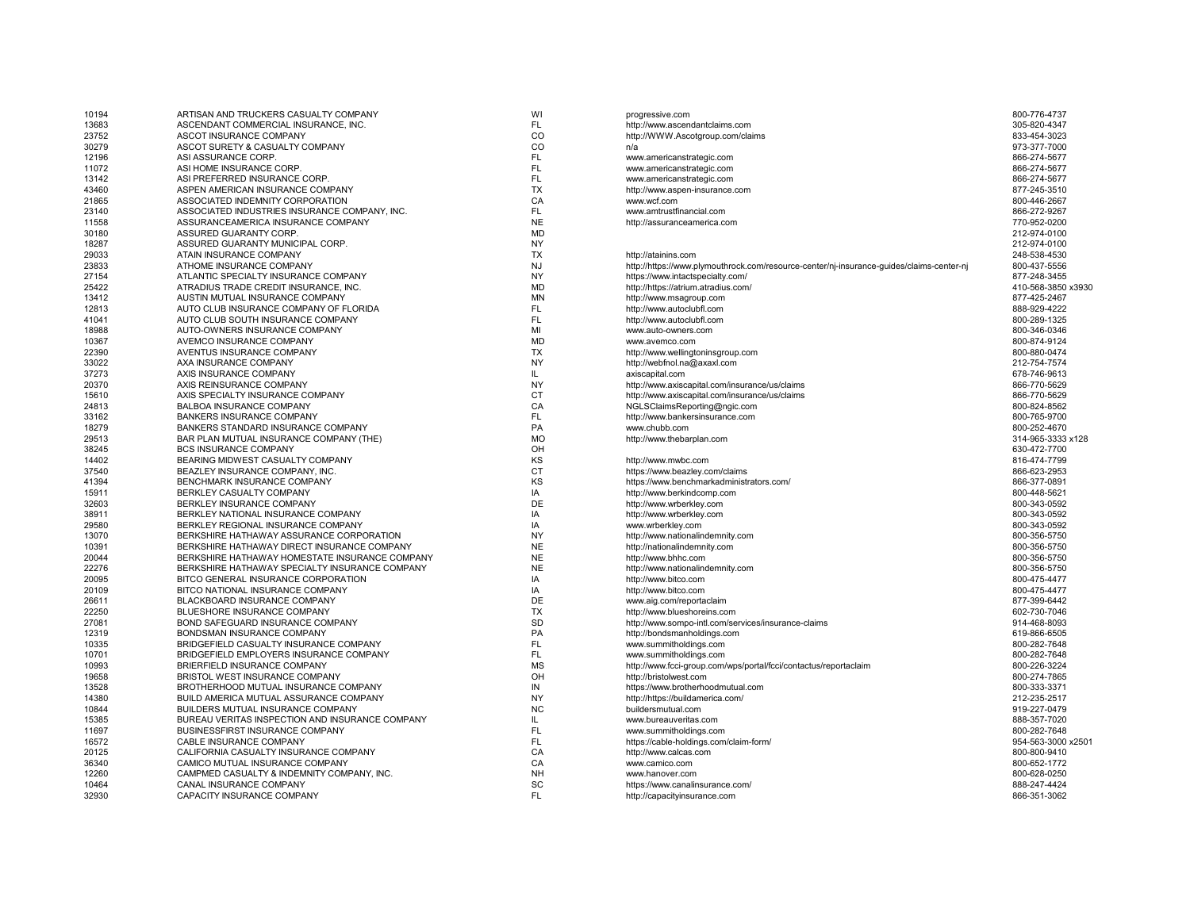| | | | | |
|---|---|---|---|---|
| 10194 | ARTISAN AND TRUCKERS CASUALTY COMPANY | WI | progressive.com | 800-776-4737 |
| 13683 | ASCENDANT COMMERCIAL INSURANCE, INC. | FL | http://www.ascendantclaims.com | 305-820-4347 |
| 23752 | ASCOT INSURANCE COMPANY | CO | http://WWW.Ascotgroup.com/claims | 833-454-3023 |
| 30279 | ASCOT SURETY & CASUALTY COMPANY | CO | n/a | 973-377-7000 |
| 12196 | ASI ASSURANCE CORP. | FL | www.americanstrategic.com | 866-274-5677 |
| 11072 | ASI HOME INSURANCE CORP. | FL | www.americanstrategic.com | 866-274-5677 |
| 13142 | ASI PREFERRED INSURANCE CORP. | FL | www.americanstrategic.com | 866-274-5677 |
| 43460 | ASPEN AMERICAN INSURANCE COMPANY | TX | http://www.aspen-insurance.com | 877-245-3510 |
| 21865 | ASSOCIATED INDEMNITY CORPORATION | CA | www.wcf.com | 800-446-2667 |
| 23140 | ASSOCIATED INDUSTRIES INSURANCE COMPANY, INC. | FL | www.amtrustfinancial.com | 866-272-9267 |
| 11558 | ASSURANCEAMERICA INSURANCE COMPANY | NE | http://assuranceamerica.com | 770-952-0200 |
| 30180 | ASSURED GUARANTY CORP. | MD | | 212-974-0100 |
| 18287 | ASSURED GUARANTY MUNICIPAL CORP. | NY | | 212-974-0100 |
| 29033 | ATAIN INSURANCE COMPANY | TX | http://atainins.com | 248-538-4530 |
| 23833 | ATHOME INSURANCE COMPANY | NJ | http://https://www.plymouthrock.com/resource-center/nj-insurance-guides/claims-center-nj | 800-437-5556 |
| 27154 | ATLANTIC SPECIALTY INSURANCE COMPANY | NY | https://www.intactspecialty.com/ | 877-248-3455 |
| 25422 | ATRADIUS TRADE CREDIT INSURANCE, INC. | MD | http://https://atrium.atradius.com/ | 410-568-3850 x3930 |
| 13412 | AUSTIN MUTUAL INSURANCE COMPANY | MN | http://www.msagroup.com | 877-425-2467 |
| 12813 | AUTO CLUB INSURANCE COMPANY OF FLORIDA | FL | http://www.autoclubfl.com | 888-929-4222 |
| 41041 | AUTO CLUB SOUTH INSURANCE COMPANY | FL | http://www.autoclubfl.com | 800-289-1325 |
| 18988 | AUTO-OWNERS INSURANCE COMPANY | MI | www.auto-owners.com | 800-346-0346 |
| 10367 | AVEMCO INSURANCE COMPANY | MD | www.avemco.com | 800-874-9124 |
| 22390 | AVENTUS INSURANCE COMPANY | TX | http://www.wellingtoninsgroup.com | 800-880-0474 |
| 33022 | AXA INSURANCE COMPANY | NY | http://webfnol.na@axaxl.com | 212-754-7574 |
| 37273 | AXIS INSURANCE COMPANY | IL | axiscapital.com | 678-746-9613 |
| 20370 | AXIS REINSURANCE COMPANY | NY | http://www.axiscapital.com/insurance/us/claims | 866-770-5629 |
| 15610 | AXIS SPECIALTY INSURANCE COMPANY | CT | http://www.axiscapital.com/insurance/us/claims | 866-770-5629 |
| 24813 | BALBOA INSURANCE COMPANY | CA | NGLSClaimsReporting@ngic.com | 800-824-8562 |
| 33162 | BANKERS INSURANCE COMPANY | FL | http://www.bankersinsurance.com | 800-765-9700 |
| 18279 | BANKERS STANDARD INSURANCE COMPANY | PA | www.chubb.com | 800-252-4670 |
| 29513 | BAR PLAN MUTUAL INSURANCE COMPANY (THE) | MO | http://www.thebarplan.com | 314-965-3333 x128 |
| 38245 | BCS INSURANCE COMPANY | OH | | 630-472-7700 |
| 14402 | BEARING MIDWEST CASUALTY COMPANY | KS | http://www.mwbc.com | 816-474-7799 |
| 37540 | BEAZLEY INSURANCE COMPANY, INC. | CT | https://www.beazley.com/claims | 866-623-2953 |
| 41394 | BENCHMARK INSURANCE COMPANY | KS | https://www.benchmarkadministrators.com/ | 866-377-0891 |
| 15911 | BERKLEY CASUALTY COMPANY | IA | http://www.berkindcomp.com | 800-448-5621 |
| 32603 | BERKLEY INSURANCE COMPANY | DE | http://www.wrberkley.com | 800-343-0592 |
| 38911 | BERKLEY NATIONAL INSURANCE COMPANY | IA | http://www.wrberkley.com | 800-343-0592 |
| 29580 | BERKLEY REGIONAL INSURANCE COMPANY | IA | www.wrberkley.com | 800-343-0592 |
| 13070 | BERKSHIRE HATHAWAY ASSURANCE CORPORATION | NY | http://www.nationalindemnity.com | 800-356-5750 |
| 10391 | BERKSHIRE HATHAWAY DIRECT INSURANCE COMPANY | NE | http://nationalindemnity.com | 800-356-5750 |
| 20044 | BERKSHIRE HATHAWAY HOMESTATE INSURANCE COMPANY | NE | http://www.bhhc.com | 800-356-5750 |
| 22276 | BERKSHIRE HATHAWAY SPECIALTY INSURANCE COMPANY | NE | http://www.nationalindemnity.com | 800-356-5750 |
| 20095 | BITCO GENERAL INSURANCE CORPORATION | IA | http://www.bitco.com | 800-475-4477 |
| 20109 | BITCO NATIONAL INSURANCE COMPANY | IA | http://www.bitco.com | 800-475-4477 |
| 26611 | BLACKBOARD INSURANCE COMPANY | DE | www.aig.com/reportaclaim | 877-399-6442 |
| 22250 | BLUESHORE INSURANCE COMPANY | TX | http://www.blueshoreins.com | 602-730-7046 |
| 27081 | BOND SAFEGUARD INSURANCE COMPANY | SD | http://www.sompo-intl.com/services/insurance-claims | 914-468-8093 |
| 12319 | BONDSMAN INSURANCE COMPANY | PA | http://bondsmanholdings.com | 619-866-6505 |
| 10335 | BRIDGEFIELD CASUALTY INSURANCE COMPANY | FL | www.summitholdings.com | 800-282-7648 |
| 10701 | BRIDGEFIELD EMPLOYERS INSURANCE COMPANY | FL | www.summitholdings.com | 800-282-7648 |
| 10993 | BRIERFIELD INSURANCE COMPANY | MS | http://www.fcci-group.com/wps/portal/fcci/contactus/reportaclaim | 800-226-3224 |
| 19658 | BRISTOL WEST INSURANCE COMPANY | OH | http://bristolwest.com | 800-274-7865 |
| 13528 | BROTHERHOOD MUTUAL INSURANCE COMPANY | IN | https://www.brotherhoodmutual.com | 800-333-3371 |
| 14380 | BUILD AMERICA MUTUAL ASSURANCE COMPANY | NY | http://https://buildamerica.com/ | 212-235-2517 |
| 10844 | BUILDERS MUTUAL INSURANCE COMPANY | NC | buildersmutual.com | 919-227-0479 |
| 15385 | BUREAU VERITAS INSPECTION AND INSURANCE COMPANY | IL | www.bureauveritas.com | 888-357-7020 |
| 11697 | BUSINESSFIRST INSURANCE COMPANY | FL | www.summitholdings.com | 800-282-7648 |
| 16572 | CABLE INSURANCE COMPANY | FL | https://cable-holdings.com/claim-form/ | 954-563-3000 x2501 |
| 20125 | CALIFORNIA CASUALTY INSURANCE COMPANY | CA | http://www.calcas.com | 800-800-9410 |
| 36340 | CAMICO MUTUAL INSURANCE COMPANY | CA | www.camico.com | 800-652-1772 |
| 12260 | CAMPMED CASUALTY & INDEMNITY COMPANY, INC. | NH | www.hanover.com | 800-628-0250 |
| 10464 | CANAL INSURANCE COMPANY | SC | https://www.canalinsurance.com/ | 888-247-4424 |
| 32930 | CAPACITY INSURANCE COMPANY | FL | http://capacityinsurance.com | 866-351-3062 |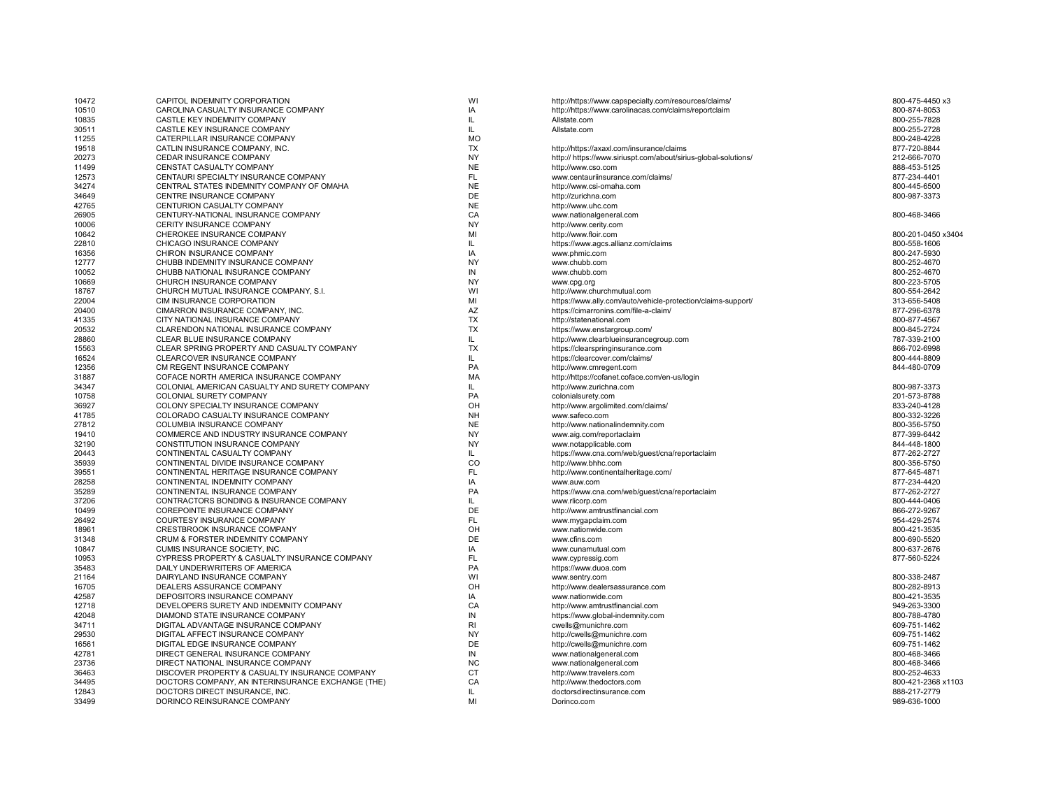| | | | | |
|---|---|---|---|---|
| 10472 | CAPITOL INDEMNITY CORPORATION | WI | http://https://www.capspecialty.com/resources/claims/ | 800-475-4450 x3 |
| 10510 | CAROLINA CASUALTY INSURANCE COMPANY | IA | http://https://www.carolinacas.com/claims/reportclaim | 800-874-8053 |
| 10835 | CASTLE KEY INDEMNITY COMPANY | IL | Allstate.com | 800-255-7828 |
| 30511 | CASTLE KEY INSURANCE COMPANY | IL | Allstate.com | 800-255-2728 |
| 11255 | CATERPILLAR INSURANCE COMPANY | MO | | 800-248-4228 |
| 19518 | CATLIN INSURANCE COMPANY, INC. | TX | http://https://axaxl.com/insurance/claims | 877-720-8844 |
| 20273 | CEDAR INSURANCE COMPANY | NY | http:// https://www.siriuspt.com/about/sirius-global-solutions/ | 212-666-7070 |
| 11499 | CENSTAT CASUALTY COMPANY | NE | http://www.cso.com | 888-453-5125 |
| 12573 | CENTAURI SPECIALTY INSURANCE COMPANY | FL | www.centauriinsurance.com/claims/ | 877-234-4401 |
| 34274 | CENTRAL STATES INDEMNITY COMPANY OF OMAHA | NE | http://www.csi-omaha.com | 800-445-6500 |
| 34649 | CENTRE INSURANCE COMPANY | DE | http://zurichna.com | 800-987-3373 |
| 42765 | CENTURION CASUALTY COMPANY | NE | http://www.uhc.com | |
| 26905 | CENTURY-NATIONAL INSURANCE COMPANY | CA | www.nationalgeneral.com | 800-468-3466 |
| 10006 | CERITY INSURANCE COMPANY | NY | http://www.cerity.com | |
| 10642 | CHEROKEE INSURANCE COMPANY | MI | http://www.floir.com | 800-201-0450 x3404 |
| 22810 | CHICAGO INSURANCE COMPANY | IL | https://www.agcs.allianz.com/claims | 800-558-1606 |
| 16356 | CHIRON INSURANCE COMPANY | IA | www.phmic.com | 800-247-5930 |
| 12777 | CHUBB INDEMNITY INSURANCE COMPANY | NY | www.chubb.com | 800-252-4670 |
| 10052 | CHUBB NATIONAL INSURANCE COMPANY | IN | www.chubb.com | 800-252-4670 |
| 10669 | CHURCH INSURANCE COMPANY | NY | www.cpg.org | 800-223-5705 |
| 18767 | CHURCH MUTUAL INSURANCE COMPANY, S.I. | WI | http://www.churchmutual.com | 800-554-2642 |
| 22004 | CIM INSURANCE CORPORATION | MI | https://www.ally.com/auto/vehicle-protection/claims-support/ | 313-656-5408 |
| 20400 | CIMARRON INSURANCE COMPANY, INC. | AZ | https://cimarronins.com/file-a-claim/ | 877-296-6378 |
| 41335 | CITY NATIONAL INSURANCE COMPANY | TX | http://statenational.com | 800-877-4567 |
| 20532 | CLARENDON NATIONAL INSURANCE COMPANY | TX | https://www.enstargroup.com/ | 800-845-2724 |
| 28860 | CLEAR BLUE INSURANCE COMPANY | IL | http://www.clearblueinsurancegroup.com | 787-339-2100 |
| 15563 | CLEAR SPRING PROPERTY AND CASUALTY COMPANY | TX | https://clearspringinsurance.com | 866-702-6998 |
| 16524 | CLEARCOVER INSURANCE COMPANY | IL | https://clearcover.com/claims/ | 800-444-8809 |
| 12356 | CM REGENT INSURANCE COMPANY | PA | http://www.cmregent.com | 844-480-0709 |
| 31887 | COFACE NORTH AMERICA INSURANCE COMPANY | MA | http://https://cofanet.coface.com/en-us/login | |
| 34347 | COLONIAL AMERICAN CASUALTY AND SURETY COMPANY | IL | http://www.zurichna.com | 800-987-3373 |
| 10758 | COLONIAL SURETY COMPANY | PA | colonialsurety.com | 201-573-8788 |
| 36927 | COLONY SPECIALTY INSURANCE COMPANY | OH | http://www.argolimited.com/claims/ | 833-240-4128 |
| 41785 | COLORADO CASUALTY INSURANCE COMPANY | NH | www.safeco.com | 800-332-3226 |
| 27812 | COLUMBIA INSURANCE COMPANY | NE | http://www.nationalindemnity.com | 800-356-5750 |
| 19410 | COMMERCE AND INDUSTRY INSURANCE COMPANY | NY | www.aig.com/reportaclaim | 877-399-6442 |
| 32190 | CONSTITUTION INSURANCE COMPANY | NY | www.notapplicable.com | 844-448-1800 |
| 20443 | CONTINENTAL CASUALTY COMPANY | IL | https://www.cna.com/web/guest/cna/reportaclaim | 877-262-2727 |
| 35939 | CONTINENTAL DIVIDE INSURANCE COMPANY | CO | http://www.bhhc.com | 800-356-5750 |
| 39551 | CONTINENTAL HERITAGE INSURANCE COMPANY | FL | http://www.continentalheritage.com/ | 877-645-4871 |
| 28258 | CONTINENTAL INDEMNITY COMPANY | IA | www.auw.com | 877-234-4420 |
| 35289 | CONTINENTAL INSURANCE COMPANY | PA | https://www.cna.com/web/guest/cna/reportaclaim | 877-262-2727 |
| 37206 | CONTRACTORS BONDING & INSURANCE COMPANY | IL | www.rlicorp.com | 800-444-0406 |
| 10499 | COREPOINTE INSURANCE COMPANY | DE | http://www.amtrustfinancial.com | 866-272-9267 |
| 26492 | COURTESY INSURANCE COMPANY | FL | www.mygapclaim.com | 954-429-2574 |
| 18961 | CRESTBROOK INSURANCE COMPANY | OH | www.nationwide.com | 800-421-3535 |
| 31348 | CRUM & FORSTER INDEMNITY COMPANY | DE | www.cfins.com | 800-690-5520 |
| 10847 | CUMIS INSURANCE SOCIETY, INC. | IA | www.cunamutual.com | 800-637-2676 |
| 10953 | CYPRESS PROPERTY & CASUALTY INSURANCE COMPANY | FL | www.cypressig.com | 877-560-5224 |
| 35483 | DAILY UNDERWRITERS OF AMERICA | PA | https://www.duoa.com | |
| 21164 | DAIRYLAND INSURANCE COMPANY | WI | www.sentry.com | 800-338-2487 |
| 16705 | DEALERS ASSURANCE COMPANY | OH | http://www.dealersassurance.com | 800-282-8913 |
| 42587 | DEPOSITORS INSURANCE COMPANY | IA | www.nationwide.com | 800-421-3535 |
| 12718 | DEVELOPERS SURETY AND INDEMNITY COMPANY | CA | http://www.amtrustfinancial.com | 949-263-3300 |
| 42048 | DIAMOND STATE INSURANCE COMPANY | IN | https://www.global-indemnity.com | 800-788-4780 |
| 34711 | DIGITAL ADVANTAGE INSURANCE COMPANY | RI | cwells@munichre.com | 609-751-1462 |
| 29530 | DIGITAL AFFECT INSURANCE COMPANY | NY | http://cwells@munichre.com | 609-751-1462 |
| 16561 | DIGITAL EDGE INSURANCE COMPANY | DE | http://cwells@munichre.com | 609-751-1462 |
| 42781 | DIRECT GENERAL INSURANCE COMPANY | IN | www.nationalgeneral.com | 800-468-3466 |
| 23736 | DIRECT NATIONAL INSURANCE COMPANY | NC | www.nationalgeneral.com | 800-468-3466 |
| 36463 | DISCOVER PROPERTY & CASUALTY INSURANCE COMPANY | CT | http://www.travelers.com | 800-252-4633 |
| 34495 | DOCTORS COMPANY, AN INTERINSURANCE EXCHANGE (THE) | CA | http://www.thedoctors.com | 800-421-2368 x1103 |
| 12843 | DOCTORS DIRECT INSURANCE, INC. | IL | doctorsdirectinsurance.com | 888-217-2779 |
| 33499 | DORINCO REINSURANCE COMPANY | MI | Dorinco.com | 989-636-1000 |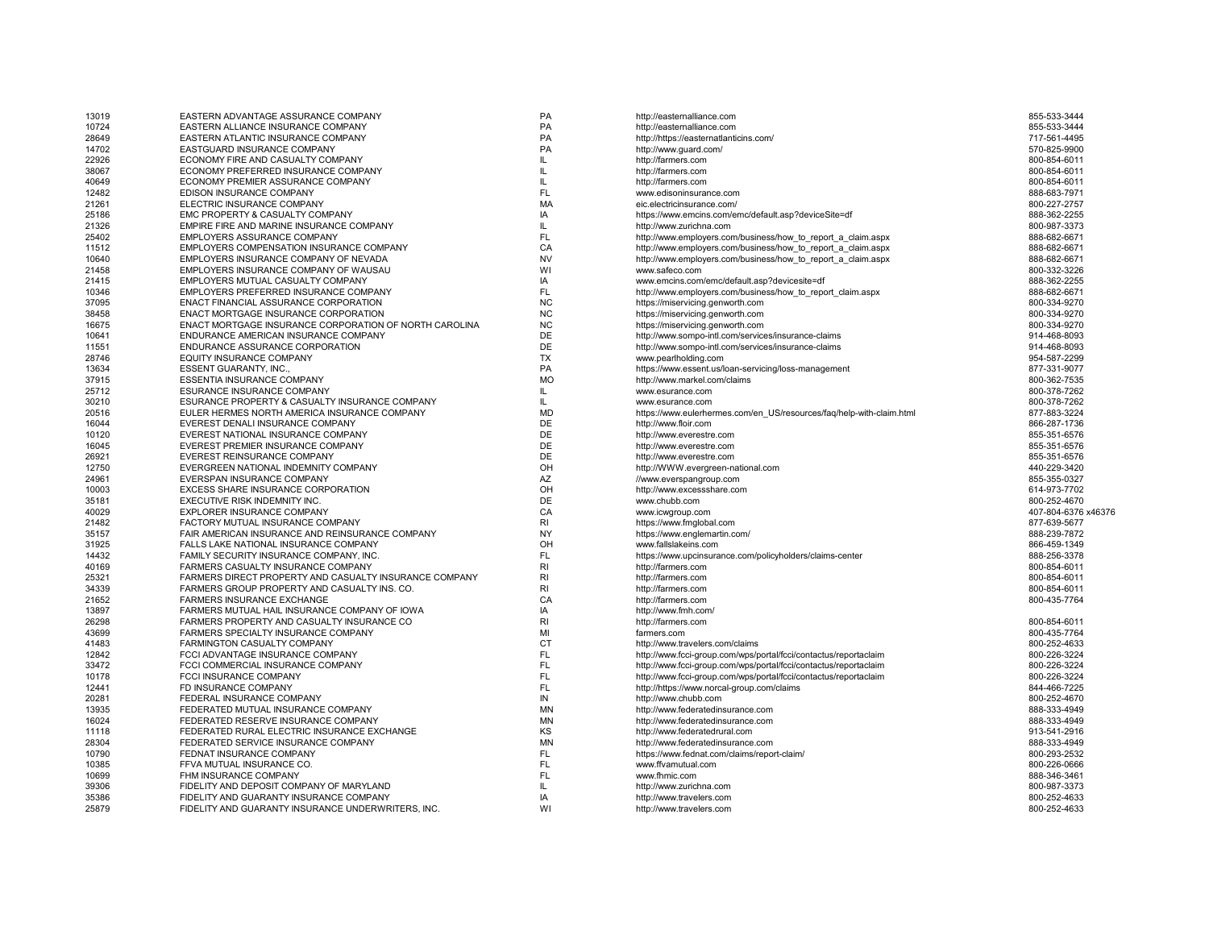| | | | | |
|---|---|---|---|---|
| 13019 | EASTERN ADVANTAGE ASSURANCE COMPANY | PA | http://easternalliance.com | 855-533-3444 |
| 10724 | EASTERN ALLIANCE INSURANCE COMPANY | PA | http://easternalliance.com | 855-533-3444 |
| 28649 | EASTERN ATLANTIC INSURANCE COMPANY | PA | http://https://easternatlanticins.com/ | 717-561-4495 |
| 14702 | EASTGUARD INSURANCE COMPANY | PA | http://www.guard.com/ | 570-825-9900 |
| 22926 | ECONOMY FIRE AND CASUALTY COMPANY | IL | http://farmers.com | 800-854-6011 |
| 38067 | ECONOMY PREFERRED INSURANCE COMPANY | IL | http://farmers.com | 800-854-6011 |
| 40649 | ECONOMY PREMIER ASSURANCE COMPANY | IL | http://farmers.com | 800-854-6011 |
| 12482 | EDISON INSURANCE COMPANY | FL | www.edisoninsurance.com | 888-683-7971 |
| 21261 | ELECTRIC INSURANCE COMPANY | MA | eic.electricinsurance.com/ | 800-227-2757 |
| 25186 | EMC PROPERTY & CASUALTY COMPANY | IA | https://www.emcins.com/emc/default.asp?deviceSite=df | 888-362-2255 |
| 21326 | EMPIRE FIRE AND MARINE INSURANCE COMPANY | IL | http://www.zurichna.com | 800-987-3373 |
| 25402 | EMPLOYERS ASSURANCE COMPANY | FL | http://www.employers.com/business/how_to_report_a_claim.aspx | 888-682-6671 |
| 11512 | EMPLOYERS COMPENSATION INSURANCE COMPANY | CA | http://www.employers.com/business/how_to_report_a_claim.aspx | 888-682-6671 |
| 10640 | EMPLOYERS INSURANCE COMPANY OF NEVADA | NV | http://www.employers.com/business/how_to_report_a_claim.aspx | 888-682-6671 |
| 21458 | EMPLOYERS INSURANCE COMPANY OF WAUSAU | WI | www.safeco.com | 800-332-3226 |
| 21415 | EMPLOYERS MUTUAL CASUALTY COMPANY | IA | www.emcins.com/emc/default.asp?devicesite=df | 888-362-2255 |
| 10346 | EMPLOYERS PREFERRED INSURANCE COMPANY | FL | http://www.employers.com/business/how_to_report_claim.aspx | 888-682-6671 |
| 37095 | ENACT FINANCIAL ASSURANCE CORPORATION | NC | https://miservicing.genworth.com | 800-334-9270 |
| 38458 | ENACT MORTGAGE INSURANCE CORPORATION | NC | https://miservicing.genworth.com | 800-334-9270 |
| 16675 | ENACT MORTGAGE INSURANCE CORPORATION OF NORTH CAROLINA | NC | https://miservicing.genworth.com | 800-334-9270 |
| 10641 | ENDURANCE AMERICAN INSURANCE COMPANY | DE | http://www.sompo-intl.com/services/insurance-claims | 914-468-8093 |
| 11551 | ENDURANCE ASSURANCE CORPORATION | DE | http://www.sompo-intl.com/services/insurance-claims | 914-468-8093 |
| 28746 | EQUITY INSURANCE COMPANY | TX | www.pearlholding.com | 954-587-2299 |
| 13634 | ESSENT GUARANTY, INC., | PA | https://www.essent.us/loan-servicing/loss-management | 877-331-9077 |
| 37915 | ESSENTIA INSURANCE COMPANY | MO | http://www.markel.com/claims | 800-362-7535 |
| 25712 | ESURANCE INSURANCE COMPANY | IL | www.esurance.com | 800-378-7262 |
| 30210 | ESURANCE PROPERTY & CASUALTY INSURANCE COMPANY | IL | www.esurance.com | 800-378-7262 |
| 20516 | EULER HERMES NORTH AMERICA INSURANCE COMPANY | MD | https://www.eulerhermes.com/en_US/resources/faq/help-with-claim.html | 877-883-3224 |
| 16044 | EVEREST DENALI INSURANCE COMPANY | DE | http://www.floir.com | 866-287-1736 |
| 10120 | EVEREST NATIONAL INSURANCE COMPANY | DE | http://www.everestre.com | 855-351-6576 |
| 16045 | EVEREST PREMIER INSURANCE COMPANY | DE | http://www.everestre.com | 855-351-6576 |
| 26921 | EVEREST REINSURANCE COMPANY | DE | http://www.everestre.com | 855-351-6576 |
| 12750 | EVERGREEN NATIONAL INDEMNITY COMPANY | OH | http://WWW.evergreen-national.com | 440-229-3420 |
| 24961 | EVERSPAN INSURANCE COMPANY | AZ | //www.everspangroup.com | 855-355-0327 |
| 10003 | EXCESS SHARE INSURANCE CORPORATION | OH | http://www.excessshare.com | 614-973-7702 |
| 35181 | EXECUTIVE RISK INDEMNITY INC. | DE | www.chubb.com | 800-252-4670 |
| 40029 | EXPLORER INSURANCE COMPANY | CA | www.icwgroup.com | 407-804-6376 x46376 |
| 21482 | FACTORY MUTUAL INSURANCE COMPANY | RI | https://www.fmglobal.com | 877-639-5677 |
| 35157 | FAIR AMERICAN INSURANCE AND REINSURANCE COMPANY | NY | https://www.englemartin.com/ | 888-239-7872 |
| 31925 | FALLS LAKE NATIONAL INSURANCE COMPANY | OH | www.fallslakeins.com | 866-459-1349 |
| 14432 | FAMILY SECURITY INSURANCE COMPANY, INC. | FL | https://www.upcinsurance.com/policyholders/claims-center | 888-256-3378 |
| 40169 | FARMERS CASUALTY INSURANCE COMPANY | RI | http://farmers.com | 800-854-6011 |
| 25321 | FARMERS DIRECT PROPERTY AND CASUALTY INSURANCE COMPANY | RI | http://farmers.com | 800-854-6011 |
| 34339 | FARMERS GROUP PROPERTY AND CASUALTY INS. CO. | RI | http://farmers.com | 800-854-6011 |
| 21652 | FARMERS INSURANCE EXCHANGE | CA | http://farmers.com | 800-435-7764 |
| 13897 | FARMERS MUTUAL HAIL INSURANCE COMPANY OF IOWA | IA | http://www.fmh.com/ | |
| 26298 | FARMERS PROPERTY AND CASUALTY INSURANCE CO | RI | http://farmers.com | 800-854-6011 |
| 43699 | FARMERS SPECIALTY INSURANCE COMPANY | MI | farmers.com | 800-435-7764 |
| 41483 | FARMINGTON CASUALTY COMPANY | CT | http://www.travelers.com/claims | 800-252-4633 |
| 12842 | FCCI ADVANTAGE INSURANCE COMPANY | FL | http://www.fcci-group.com/wps/portal/fcci/contactus/reportaclaim | 800-226-3224 |
| 33472 | FCCI COMMERCIAL INSURANCE COMPANY | FL | http://www.fcci-group.com/wps/portal/fcci/contactus/reportaclaim | 800-226-3224 |
| 10178 | FCCI INSURANCE COMPANY | FL | http://www.fcci-group.com/wps/portal/fcci/contactus/reportaclaim | 800-226-3224 |
| 12441 | FD INSURANCE COMPANY | FL | http://https://www.norcal-group.com/claims | 844-466-7225 |
| 20281 | FEDERAL INSURANCE COMPANY | IN | http://www.chubb.com | 800-252-4670 |
| 13935 | FEDERATED MUTUAL INSURANCE COMPANY | MN | http://www.federatedinsurance.com | 888-333-4949 |
| 16024 | FEDERATED RESERVE INSURANCE COMPANY | MN | http://www.federatedinsurance.com | 888-333-4949 |
| 11118 | FEDERATED RURAL ELECTRIC INSURANCE EXCHANGE | KS | http://www.federatedrural.com | 913-541-2916 |
| 28304 | FEDERATED SERVICE INSURANCE COMPANY | MN | http://www.federatedinsurance.com | 888-333-4949 |
| 10790 | FEDNAT INSURANCE COMPANY | FL | https://www.fednat.com/claims/report-claim/ | 800-293-2532 |
| 10385 | FFVA MUTUAL INSURANCE CO. | FL | www.ffvamutual.com | 800-226-0666 |
| 10699 | FHM INSURANCE COMPANY | FL | www.fhmic.com | 888-346-3461 |
| 39306 | FIDELITY AND DEPOSIT COMPANY OF MARYLAND | IL | http://www.zurichna.com | 800-987-3373 |
| 35386 | FIDELITY AND GUARANTY INSURANCE COMPANY | IA | http://www.travelers.com | 800-252-4633 |
| 25879 | FIDELITY AND GUARANTY INSURANCE UNDERWRITERS, INC. | WI | http://www.travelers.com | 800-252-4633 |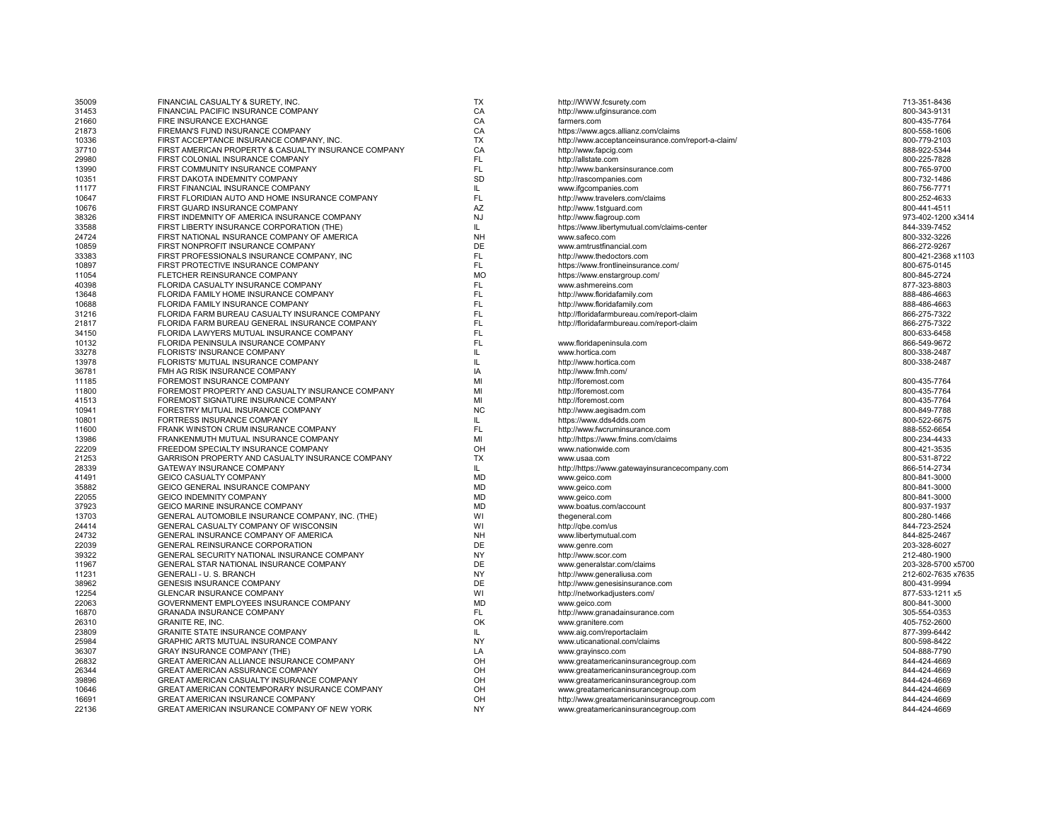| | | | | |
|---|---|---|---|---|
| 35009 | FINANCIAL CASUALTY & SURETY, INC. | TX | http://WWW.fcsurety.com | 713-351-8436 |
| 31453 | FINANCIAL PACIFIC INSURANCE COMPANY | CA | http://www.ufginsurance.com | 800-343-9131 |
| 21660 | FIRE INSURANCE EXCHANGE | CA | farmers.com | 800-435-7764 |
| 21873 | FIREMAN'S FUND INSURANCE COMPANY | CA | https://www.agcs.allianz.com/claims | 800-558-1606 |
| 10336 | FIRST ACCEPTANCE INSURANCE COMPANY, INC. | TX | http://www.acceptanceinsurance.com/report-a-claim/ | 800-779-2103 |
| 37710 | FIRST AMERICAN PROPERTY & CASUALTY INSURANCE COMPANY | CA | http://www.fapcig.com | 888-922-5344 |
| 29980 | FIRST COLONIAL INSURANCE COMPANY | FL | http://allstate.com | 800-225-7828 |
| 13990 | FIRST COMMUNITY INSURANCE COMPANY | FL | http://www.bankersinsurance.com | 800-765-9700 |
| 10351 | FIRST DAKOTA INDEMNITY COMPANY | SD | http://rascompanies.com | 800-732-1486 |
| 11177 | FIRST FINANCIAL INSURANCE COMPANY | IL | www.ifgcompanies.com | 860-756-7771 |
| 10647 | FIRST FLORIDIAN AUTO AND HOME INSURANCE COMPANY | FL | http://www.travelers.com/claims | 800-252-4633 |
| 10676 | FIRST GUARD INSURANCE COMPANY | AZ | http://www.1stguard.com | 800-441-4511 |
| 38326 | FIRST INDEMNITY OF AMERICA INSURANCE COMPANY | NJ | http://www.fiagroup.com | 973-402-1200 x3414 |
| 33588 | FIRST LIBERTY INSURANCE CORPORATION (THE) | IL | https://www.libertymutual.com/claims-center | 844-339-7452 |
| 24724 | FIRST NATIONAL INSURANCE COMPANY OF AMERICA | NH | www.safeco.com | 800-332-3226 |
| 10859 | FIRST NONPROFIT INSURANCE COMPANY | DE | www.amtrustfinancial.com | 866-272-9267 |
| 33383 | FIRST PROFESSIONALS INSURANCE COMPANY, INC | FL | http://www.thedoctors.com | 800-421-2368 x1103 |
| 10897 | FIRST PROTECTIVE INSURANCE COMPANY | FL | https://www.frontlineinsurance.com/ | 800-675-0145 |
| 11054 | FLETCHER REINSURANCE COMPANY | MO | https://www.enstargroup.com/ | 800-845-2724 |
| 40398 | FLORIDA CASUALTY INSURANCE COMPANY | FL | www.ashmereins.com | 877-323-8803 |
| 13648 | FLORIDA FAMILY HOME INSURANCE COMPANY | FL | http://www.floridafamily.com | 888-486-4663 |
| 10688 | FLORIDA FAMILY INSURANCE COMPANY | FL | http://www.floridafamily.com | 888-486-4663 |
| 31216 | FLORIDA FARM BUREAU CASUALTY INSURANCE COMPANY | FL | http://floridafarmbureau.com/report-claim | 866-275-7322 |
| 21817 | FLORIDA FARM BUREAU GENERAL INSURANCE COMPANY | FL | http://floridafarmbureau.com/report-claim | 866-275-7322 |
| 34150 | FLORIDA LAWYERS MUTUAL INSURANCE COMPANY | FL | | 800-633-6458 |
| 10132 | FLORIDA PENINSULA INSURANCE COMPANY | FL | www.floridapeninsula.com | 866-549-9672 |
| 33278 | FLORISTS' INSURANCE COMPANY | IL | www.hortica.com | 800-338-2487 |
| 13978 | FLORISTS' MUTUAL INSURANCE COMPANY | IL | http://www.hortica.com | 800-338-2487 |
| 36781 | FMH AG RISK INSURANCE COMPANY | IA | http://www.fmh.com/ | |
| 11185 | FOREMOST INSURANCE COMPANY | MI | http://foremost.com | 800-435-7764 |
| 11800 | FOREMOST PROPERTY AND CASUALTY INSURANCE COMPANY | MI | http://foremost.com | 800-435-7764 |
| 41513 | FOREMOST SIGNATURE INSURANCE COMPANY | MI | http://foremost.com | 800-435-7764 |
| 10941 | FORESTRY MUTUAL INSURANCE COMPANY | NC | http://www.aegisadm.com | 800-849-7788 |
| 10801 | FORTRESS INSURANCE COMPANY | IL | https://www.dds4dds.com | 800-522-6675 |
| 11600 | FRANK WINSTON CRUM INSURANCE COMPANY | FL | http://www.fwcruminsurance.com | 888-552-6654 |
| 13986 | FRANKENMUTH MUTUAL INSURANCE COMPANY | MI | http://https://www.fmins.com/claims | 800-234-4433 |
| 22209 | FREEDOM SPECIALTY INSURANCE COMPANY | OH | www.nationwide.com | 800-421-3535 |
| 21253 | GARRISON PROPERTY AND CASUALTY INSURANCE COMPANY | TX | www.usaa.com | 800-531-8722 |
| 28339 | GATEWAY INSURANCE COMPANY | IL | http://https://www.gatewayinsurancecompany.com | 866-514-2734 |
| 41491 | GEICO CASUALTY COMPANY | MD | www.geico.com | 800-841-3000 |
| 35882 | GEICO GENERAL INSURANCE COMPANY | MD | www.geico.com | 800-841-3000 |
| 22055 | GEICO INDEMNITY COMPANY | MD | www.geico.com | 800-841-3000 |
| 37923 | GEICO MARINE INSURANCE COMPANY | MD | www.boatus.com/account | 800-937-1937 |
| 13703 | GENERAL AUTOMOBILE INSURANCE COMPANY, INC. (THE) | WI | thegeneral.com | 800-280-1466 |
| 24414 | GENERAL CASUALTY COMPANY OF WISCONSIN | WI | http://qbe.com/us | 844-723-2524 |
| 24732 | GENERAL INSURANCE COMPANY OF AMERICA | NH | www.libertymutual.com | 844-825-2467 |
| 22039 | GENERAL REINSURANCE CORPORATION | DE | www.genre.com | 203-328-6027 |
| 39322 | GENERAL SECURITY NATIONAL INSURANCE COMPANY | NY | http://www.scor.com | 212-480-1900 |
| 11967 | GENERAL STAR NATIONAL INSURANCE COMPANY | DE | www.generalstar.com/claims | 203-328-5700 x5700 |
| 11231 | GENERALI - U. S. BRANCH | NY | http://www.generaliusa.com | 212-602-7635 x7635 |
| 38962 | GENESIS INSURANCE COMPANY | DE | http://www.genesisinsurance.com | 800-431-9994 |
| 12254 | GLENCAR INSURANCE COMPANY | WI | http://networkadjusters.com/ | 877-533-1211 x5 |
| 22063 | GOVERNMENT EMPLOYEES INSURANCE COMPANY | MD | www.geico.com | 800-841-3000 |
| 16870 | GRANADA INSURANCE COMPANY | FL | http://www.granadainsurance.com | 305-554-0353 |
| 26310 | GRANITE RE, INC. | OK | www.granitere.com | 405-752-2600 |
| 23809 | GRANITE STATE INSURANCE COMPANY | IL | www.aig.com/reportaclaim | 877-399-6442 |
| 25984 | GRAPHIC ARTS MUTUAL INSURANCE COMPANY | NY | www.uticanational.com/claims | 800-598-8422 |
| 36307 | GRAY INSURANCE COMPANY (THE) | LA | www.grayinsco.com | 504-888-7790 |
| 26832 | GREAT AMERICAN ALLIANCE INSURANCE COMPANY | OH | www.greatamericaninsurancegroup.com | 844-424-4669 |
| 26344 | GREAT AMERICAN ASSURANCE COMPANY | OH | www.greatamericaninsurancegroup.com | 844-424-4669 |
| 39896 | GREAT AMERICAN CASUALTY INSURANCE COMPANY | OH | www.greatamericaninsurancegroup.com | 844-424-4669 |
| 10646 | GREAT AMERICAN CONTEMPORARY INSURANCE COMPANY | OH | www.greatamericaninsurancegroup.com | 844-424-4669 |
| 16691 | GREAT AMERICAN INSURANCE COMPANY | OH | http://www.greatamericaninsurancegroup.com | 844-424-4669 |
| 22136 | GREAT AMERICAN INSURANCE COMPANY OF NEW YORK | NY | www.greatamericaninsurancegroup.com | 844-424-4669 |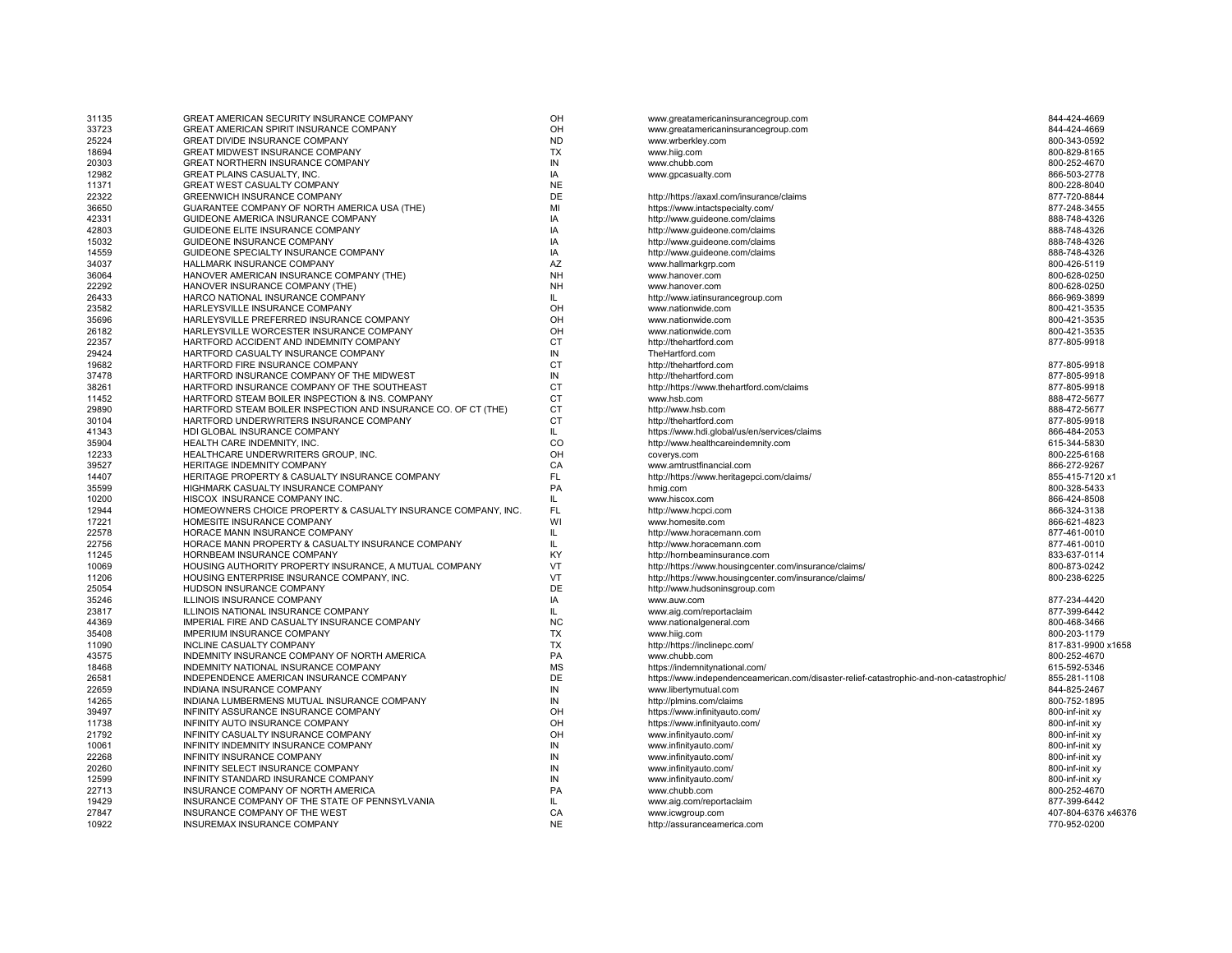| | | | | |
|---|---|---|---|---|
| 31135 | GREAT AMERICAN SECURITY INSURANCE COMPANY | OH | www.greatamericaninsurancegroup.com | 844-424-4669 |
| 33723 | GREAT AMERICAN SPIRIT INSURANCE COMPANY | OH | www.greatamericaninsurancegroup.com | 844-424-4669 |
| 25224 | GREAT DIVIDE INSURANCE COMPANY | ND | www.wrberkley.com | 800-343-0592 |
| 18694 | GREAT MIDWEST INSURANCE COMPANY | TX | www.hiig.com | 800-829-8165 |
| 20303 | GREAT NORTHERN INSURANCE COMPANY | IN | www.chubb.com | 800-252-4670 |
| 12982 | GREAT PLAINS CASUALTY, INC. | IA | www.gpcasualty.com | 866-503-2778 |
| 11371 | GREAT WEST CASUALTY COMPANY | NE | | 800-228-8040 |
| 22322 | GREENWICH INSURANCE COMPANY | DE | http://https://axaxl.com/insurance/claims | 877-720-8844 |
| 36650 | GUARANTEE COMPANY OF NORTH AMERICA USA (THE) | MI | https://www.intactspecialty.com/ | 877-248-3455 |
| 42331 | GUIDEONE AMERICA INSURANCE COMPANY | IA | http://www.guideone.com/claims | 888-748-4326 |
| 42803 | GUIDEONE ELITE INSURANCE COMPANY | IA | http://www.guideone.com/claims | 888-748-4326 |
| 15032 | GUIDEONE INSURANCE COMPANY | IA | http://www.guideone.com/claims | 888-748-4326 |
| 14559 | GUIDEONE SPECIALTY INSURANCE COMPANY | IA | http://www.guideone.com/claims | 888-748-4326 |
| 34037 | HALLMARK INSURANCE COMPANY | AZ | www.hallmarkgrp.com | 800-426-5119 |
| 36064 | HANOVER AMERICAN INSURANCE COMPANY (THE) | NH | www.hanover.com | 800-628-0250 |
| 22292 | HANOVER INSURANCE COMPANY (THE) | NH | www.hanover.com | 800-628-0250 |
| 26433 | HARCO NATIONAL INSURANCE COMPANY | IL | http://www.iatinsurancegroup.com | 866-969-3899 |
| 23582 | HARLEYSVILLE INSURANCE COMPANY | OH | www.nationwide.com | 800-421-3535 |
| 35696 | HARLEYSVILLE PREFERRED INSURANCE COMPANY | OH | www.nationwide.com | 800-421-3535 |
| 26182 | HARLEYSVILLE WORCESTER INSURANCE COMPANY | OH | www.nationwide.com | 800-421-3535 |
| 22357 | HARTFORD ACCIDENT AND INDEMNITY COMPANY | CT | http://thehartford.com | 877-805-9918 |
| 29424 | HARTFORD CASUALTY INSURANCE COMPANY | IN | TheHartford.com | |
| 19682 | HARTFORD FIRE INSURANCE COMPANY | CT | http://thehartford.com | 877-805-9918 |
| 37478 | HARTFORD INSURANCE COMPANY OF THE MIDWEST | IN | http://thehartford.com | 877-805-9918 |
| 38261 | HARTFORD INSURANCE COMPANY OF THE SOUTHEAST | CT | http://https://www.thehartford.com/claims | 877-805-9918 |
| 11452 | HARTFORD STEAM BOILER INSPECTION & INS. COMPANY | CT | www.hsb.com | 888-472-5677 |
| 29890 | HARTFORD STEAM BOILER INSPECTION AND INSURANCE CO. OF CT (THE) | CT | http://www.hsb.com | 888-472-5677 |
| 30104 | HARTFORD UNDERWRITERS INSURANCE COMPANY | CT | http://thehartford.com | 877-805-9918 |
| 41343 | HDI GLOBAL INSURANCE COMPANY | IL | https://www.hdi.global/us/en/services/claims | 866-484-2053 |
| 35904 | HEALTH CARE INDEMNITY, INC. | CO | http://www.healthcareindemnity.com | 615-344-5830 |
| 12233 | HEALTHCARE UNDERWRITERS GROUP, INC. | OH | coverys.com | 800-225-6168 |
| 39527 | HERITAGE INDEMNITY COMPANY | CA | www.amtrustfinancial.com | 866-272-9267 |
| 14407 | HERITAGE PROPERTY & CASUALTY INSURANCE COMPANY | FL | http://https://www.heritagepci.com/claims/ | 855-415-7120 x1 |
| 35599 | HIGHMARK CASUALTY INSURANCE COMPANY | PA | hmig.com | 800-328-5433 |
| 10200 | HISCOX INSURANCE COMPANY INC. | IL | www.hiscox.com | 866-424-8508 |
| 12944 | HOMEOWNERS CHOICE PROPERTY & CASUALTY INSURANCE COMPANY, INC. | FL | http://www.hcpci.com | 866-324-3138 |
| 17221 | HOMESITE INSURANCE COMPANY | WI | www.homesite.com | 866-621-4823 |
| 22578 | HORACE MANN INSURANCE COMPANY | IL | http://www.horacemann.com | 877-461-0010 |
| 22756 | HORACE MANN PROPERTY & CASUALTY INSURANCE COMPANY | IL | http://www.horacemann.com | 877-461-0010 |
| 11245 | HORNBEAM INSURANCE COMPANY | KY | http://hornbeaminsurance.com | 833-637-0114 |
| 10069 | HOUSING AUTHORITY PROPERTY INSURANCE, A MUTUAL COMPANY | VT | http://https://www.housingcenter.com/insurance/claims/ | 800-873-0242 |
| 11206 | HOUSING ENTERPRISE INSURANCE COMPANY, INC. | VT | http://https://www.housingcenter.com/insurance/claims/ | 800-238-6225 |
| 25054 | HUDSON INSURANCE COMPANY | DE | http://www.hudsoninsgroup.com | |
| 35246 | ILLINOIS INSURANCE COMPANY | IA | www.auw.com | 877-234-4420 |
| 23817 | ILLINOIS NATIONAL INSURANCE COMPANY | IL | www.aig.com/reportaclaim | 877-399-6442 |
| 44369 | IMPERIAL FIRE AND CASUALTY INSURANCE COMPANY | NC | www.nationalgeneral.com | 800-468-3466 |
| 35408 | IMPERIUM INSURANCE COMPANY | TX | www.hiig.com | 800-203-1179 |
| 11090 | INCLINE CASUALTY COMPANY | TX | http://https://inclinepc.com/ | 817-831-9900 x1658 |
| 43575 | INDEMNITY INSURANCE COMPANY OF NORTH AMERICA | PA | www.chubb.com | 800-252-4670 |
| 18468 | INDEMNITY NATIONAL INSURANCE COMPANY | MS | https://indemnitynational.com/ | 615-592-5346 |
| 26581 | INDEPENDENCE AMERICAN INSURANCE COMPANY | DE | https://www.independenceamerican.com/disaster-relief-catastrophic-and-non-catastrophic/ | 855-281-1108 |
| 22659 | INDIANA INSURANCE COMPANY | IN | www.libertymutual.com | 844-825-2467 |
| 14265 | INDIANA LUMBERMENS MUTUAL INSURANCE COMPANY | IN | http://plmins.com/claims | 800-752-1895 |
| 39497 | INFINITY ASSURANCE INSURANCE COMPANY | OH | https://www.infinityauto.com/ | 800-inf-init xy |
| 11738 | INFINITY AUTO INSURANCE COMPANY | OH | https://www.infinityauto.com/ | 800-inf-init xy |
| 21792 | INFINITY CASUALTY INSURANCE COMPANY | OH | www.infinityauto.com/ | 800-inf-init xy |
| 10061 | INFINITY INDEMNITY INSURANCE COMPANY | IN | www.infinityauto.com/ | 800-inf-init xy |
| 22268 | INFINITY INSURANCE COMPANY | IN | www.infinityauto.com/ | 800-inf-init xy |
| 20260 | INFINITY SELECT INSURANCE COMPANY | IN | www.infinityauto.com/ | 800-inf-init xy |
| 12599 | INFINITY STANDARD INSURANCE COMPANY | IN | www.infinityauto.com/ | 800-inf-init xy |
| 22713 | INSURANCE COMPANY OF NORTH AMERICA | PA | www.chubb.com | 800-252-4670 |
| 19429 | INSURANCE COMPANY OF THE STATE OF PENNSYLVANIA | IL | www.aig.com/reportaclaim | 877-399-6442 |
| 27847 | INSURANCE COMPANY OF THE WEST | CA | www.icwgroup.com | 407-804-6376 x46376 |
| 10922 | INSUREMAX INSURANCE COMPANY | NE | http://assuranceamerica.com | 770-952-0200 |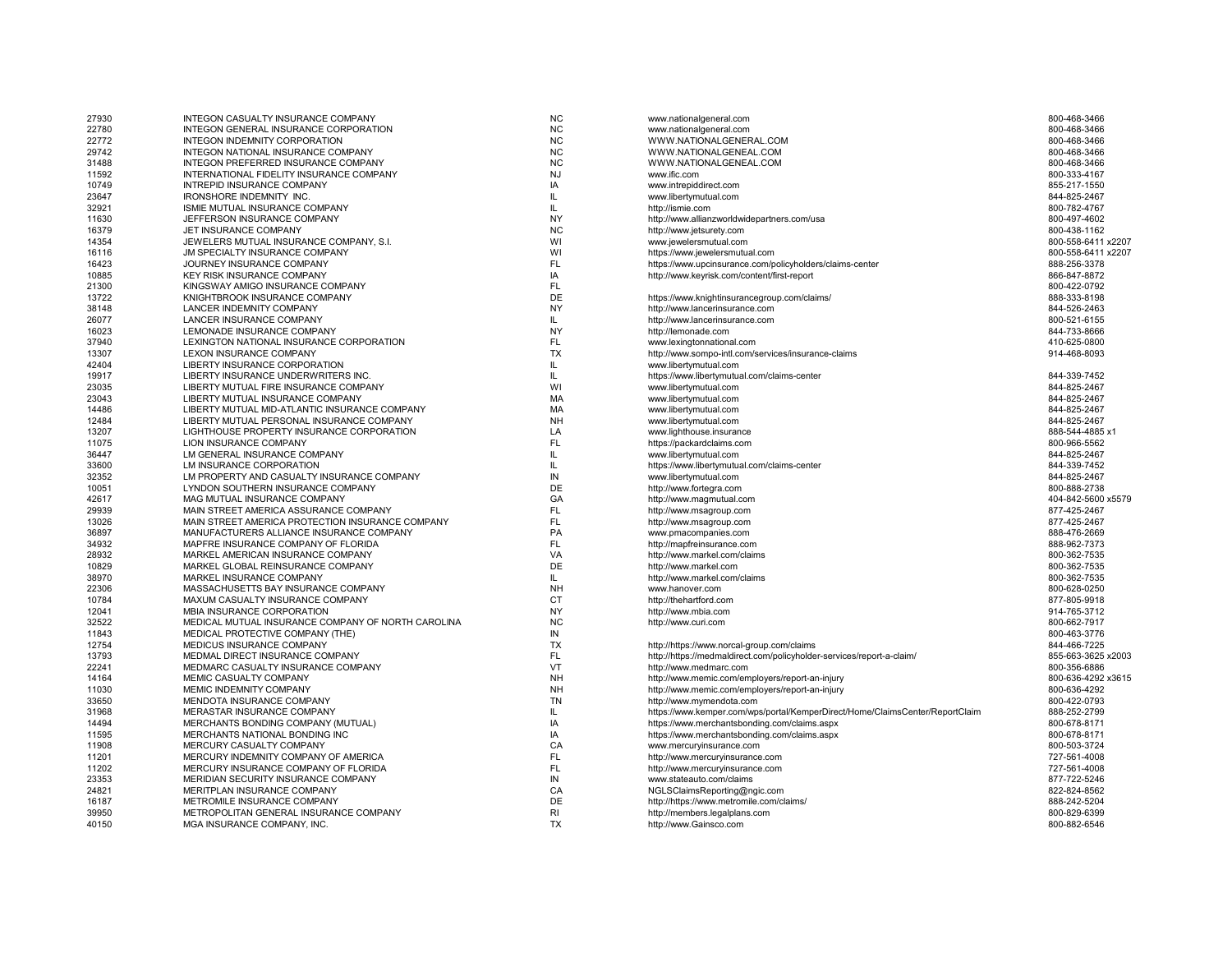| | | | | |
|---|---|---|---|---|
| 27930 | INTEGON CASUALTY INSURANCE COMPANY | NC | www.nationalgeneral.com | 800-468-3466 |
| 22780 | INTEGON GENERAL INSURANCE CORPORATION | NC | www.nationalgeneral.com | 800-468-3466 |
| 22772 | INTEGON INDEMNITY CORPORATION | NC | WWW.NATIONALGENERAL.COM | 800-468-3466 |
| 29742 | INTEGON NATIONAL INSURANCE COMPANY | NC | WWW.NATIONALGENEAL.COM | 800-468-3466 |
| 31488 | INTEGON PREFERRED INSURANCE COMPANY | NC | WWW.NATIONALGENEAL.COM | 800-468-3466 |
| 11592 | INTERNATIONAL FIDELITY INSURANCE COMPANY | NJ | www.ific.com | 800-333-4167 |
| 10749 | INTREPID INSURANCE COMPANY | IA | www.intrepiddirect.com | 855-217-1550 |
| 23647 | IRONSHORE INDEMNITY INC. | IL | www.libertymutual.com | 844-825-2467 |
| 32921 | ISMIE MUTUAL INSURANCE COMPANY | IL | http://ismie.com | 800-782-4767 |
| 11630 | JEFFERSON INSURANCE COMPANY | NY | http://www.allianzworldwidepartners.com/usa | 800-497-4602 |
| 16379 | JET INSURANCE COMPANY | NC | http://www.jetsurety.com | 800-438-1162 |
| 14354 | JEWELERS MUTUAL INSURANCE COMPANY, S.I. | WI | www.jewelersmutual.com | 800-558-6411 x2207 |
| 16116 | JM SPECIALTY INSURANCE COMPANY | WI | https://www.jewelersmutual.com | 800-558-6411 x2207 |
| 16423 | JOURNEY INSURANCE COMPANY | FL | https://www.upcinsurance.com/policyholders/claims-center | 888-256-3378 |
| 10885 | KEY RISK INSURANCE COMPANY | IA | http://www.keyrisk.com/content/first-report | 866-847-8872 |
| 21300 | KINGSWAY AMIGO INSURANCE COMPANY | FL | | 800-422-0792 |
| 13722 | KNIGHTBROOK INSURANCE COMPANY | DE | https://www.knightinsurancegroup.com/claims/ | 888-333-8198 |
| 38148 | LANCER INDEMNITY COMPANY | NY | http://www.lancerinsurance.com | 844-526-2463 |
| 26077 | LANCER INSURANCE COMPANY | IL | http://www.lancerinsurance.com | 800-521-6155 |
| 16023 | LEMONADE INSURANCE COMPANY | NY | http://lemonade.com | 844-733-8666 |
| 37940 | LEXINGTON NATIONAL INSURANCE CORPORATION | FL | www.lexingtonnational.com | 410-625-0800 |
| 13307 | LEXON INSURANCE COMPANY | TX | http://www.sompo-intl.com/services/insurance-claims | 914-468-8093 |
| 42404 | LIBERTY INSURANCE CORPORATION | IL | www.libertymutual.com | |
| 19917 | LIBERTY INSURANCE UNDERWRITERS INC. | IL | https://www.libertymutual.com/claims-center | 844-339-7452 |
| 23035 | LIBERTY MUTUAL FIRE INSURANCE COMPANY | WI | www.libertymutual.com | 844-825-2467 |
| 23043 | LIBERTY MUTUAL INSURANCE COMPANY | MA | www.libertymutual.com | 844-825-2467 |
| 14486 | LIBERTY MUTUAL MID-ATLANTIC INSURANCE COMPANY | MA | www.libertymutual.com | 844-825-2467 |
| 12484 | LIBERTY MUTUAL PERSONAL INSURANCE COMPANY | NH | www.libertymutual.com | 844-825-2467 |
| 13207 | LIGHTHOUSE PROPERTY INSURANCE CORPORATION | LA | www.lighthouse.insurance | 888-544-4885 x1 |
| 11075 | LION INSURANCE COMPANY | FL | https://packardclaims.com | 800-966-5562 |
| 36447 | LM GENERAL INSURANCE COMPANY | IL | www.libertymutual.com | 844-825-2467 |
| 33600 | LM INSURANCE CORPORATION | IL | https://www.libertymutual.com/claims-center | 844-339-7452 |
| 32352 | LM PROPERTY AND CASUALTY INSURANCE COMPANY | IN | www.libertymutual.com | 844-825-2467 |
| 10051 | LYNDON SOUTHERN INSURANCE COMPANY | DE | http://www.fortegra.com | 800-888-2738 |
| 42617 | MAG MUTUAL INSURANCE COMPANY | GA | http://www.magmutual.com | 404-842-5600 x5579 |
| 29939 | MAIN STREET AMERICA ASSURANCE COMPANY | FL | http://www.msagroup.com | 877-425-2467 |
| 13026 | MAIN STREET AMERICA PROTECTION INSURANCE COMPANY | FL | http://www.msagroup.com | 877-425-2467 |
| 36897 | MANUFACTURERS ALLIANCE INSURANCE COMPANY | PA | www.pmacompanies.com | 888-476-2669 |
| 34932 | MAPFRE INSURANCE COMPANY OF FLORIDA | FL | http://mapfreinsurance.com | 888-962-7373 |
| 28932 | MARKEL AMERICAN INSURANCE COMPANY | VA | http://www.markel.com/claims | 800-362-7535 |
| 10829 | MARKEL GLOBAL REINSURANCE COMPANY | DE | http://www.markel.com | 800-362-7535 |
| 38970 | MARKEL INSURANCE COMPANY | IL | http://www.markel.com/claims | 800-362-7535 |
| 22306 | MASSACHUSETTS BAY INSURANCE COMPANY | NH | www.hanover.com | 800-628-0250 |
| 10784 | MAXUM CASUALTY INSURANCE COMPANY | CT | http://thehartford.com | 877-805-9918 |
| 12041 | MBIA INSURANCE CORPORATION | NY | http://www.mbia.com | 914-765-3712 |
| 32522 | MEDICAL MUTUAL INSURANCE COMPANY OF NORTH CAROLINA | NC | http://www.curi.com | 800-662-7917 |
| 11843 | MEDICAL PROTECTIVE COMPANY (THE) | IN | | 800-463-3776 |
| 12754 | MEDICUS INSURANCE COMPANY | TX | http://https://www.norcal-group.com/claims | 844-466-7225 |
| 13793 | MEDMAL DIRECT INSURANCE COMPANY | FL | http://https://medmaldirect.com/policyholder-services/report-a-claim/ | 855-663-3625 x2003 |
| 22241 | MEDMARC CASUALTY INSURANCE COMPANY | VT | http://www.medmarc.com | 800-356-6886 |
| 14164 | MEMIC CASUALTY COMPANY | NH | http://www.memic.com/employers/report-an-injury | 800-636-4292 x3615 |
| 11030 | MEMIC INDEMNITY COMPANY | NH | http://www.memic.com/employers/report-an-injury | 800-636-4292 |
| 33650 | MENDOTA INSURANCE COMPANY | TN | http://www.mymendota.com | 800-422-0793 |
| 31968 | MERASTAR INSURANCE COMPANY | IL | https://www.kemper.com/wps/portal/KemperDirect/Home/ClaimsCenter/ReportClaim | 888-252-2799 |
| 14494 | MERCHANTS BONDING COMPANY (MUTUAL) | IA | https://www.merchantsbonding.com/claims.aspx | 800-678-8171 |
| 11595 | MERCHANTS NATIONAL BONDING INC | IA | https://www.merchantsbonding.com/claims.aspx | 800-678-8171 |
| 11908 | MERCURY CASUALTY COMPANY | CA | www.mercuryinsurance.com | 800-503-3724 |
| 11201 | MERCURY INDEMNITY COMPANY OF AMERICA | FL | http://www.mercuryinsurance.com | 727-561-4008 |
| 11202 | MERCURY INSURANCE COMPANY OF FLORIDA | FL | http://www.mercuryinsurance.com | 727-561-4008 |
| 23353 | MERIDIAN SECURITY INSURANCE COMPANY | IN | www.stateauto.com/claims | 877-722-5246 |
| 24821 | MERITPLAN INSURANCE COMPANY | CA | NGLSClaimsReporting@ngic.com | 822-824-8562 |
| 16187 | METROMILE INSURANCE COMPANY | DE | http://https://www.metromile.com/claims/ | 888-242-5204 |
| 39950 | METROPOLITAN GENERAL INSURANCE COMPANY | RI | http://members.legalplans.com | 800-829-6399 |
| 40150 | MGA INSURANCE COMPANY, INC. | TX | http://www.Gainsco.com | 800-882-6546 |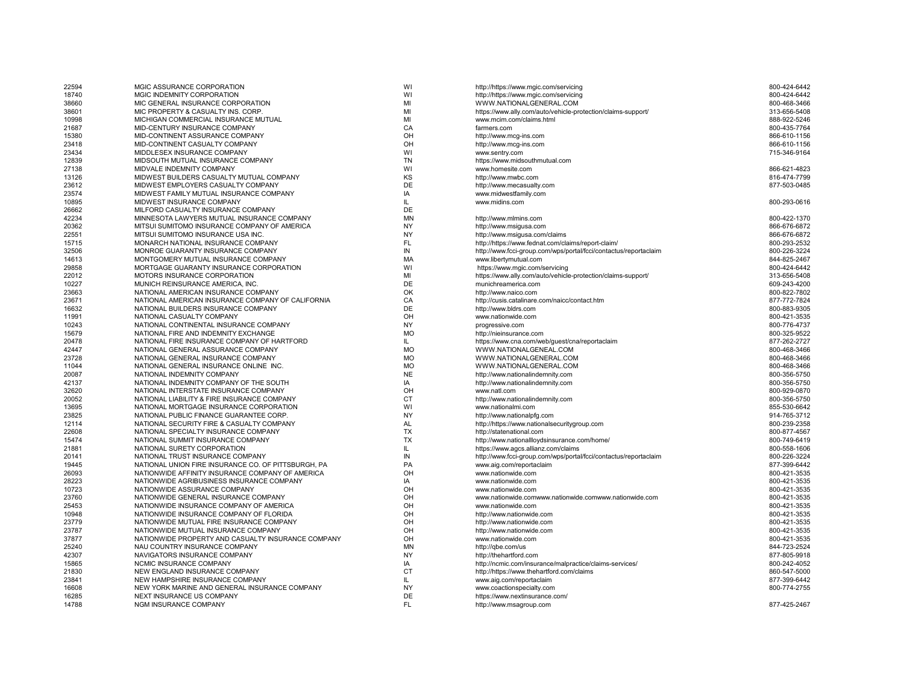| | | | | |
|---|---|---|---|---|
| 22594 | MGIC ASSURANCE CORPORATION | WI | http://https://www.mgic.com/servicing | 800-424-6442 |
| 18740 | MGIC INDEMNITY CORPORATION | WI | http://https://www.mgic.com/servicing | 800-424-6442 |
| 38660 | MIC GENERAL INSURANCE CORPORATION | MI | WWW.NATIONALGENERAL.COM | 800-468-3466 |
| 38601 | MIC PROPERTY & CASUALTY INS. CORP. | MI | https://www.ally.com/auto/vehicle-protection/claims-support/ | 313-656-5408 |
| 10998 | MICHIGAN COMMERCIAL INSURANCE MUTUAL | MI | www.mcim.com/claims.html | 888-922-5246 |
| 21687 | MID-CENTURY INSURANCE COMPANY | CA | farmers.com | 800-435-7764 |
| 15380 | MID-CONTINENT ASSURANCE COMPANY | OH | http://www.mcg-ins.com | 866-610-1156 |
| 23418 | MID-CONTINENT CASUALTY COMPANY | OH | http://www.mcg-ins.com | 866-610-1156 |
| 23434 | MIDDLESEX INSURANCE COMPANY | WI | www.sentry.com | 715-346-9164 |
| 12839 | MIDSOUTH MUTUAL INSURANCE COMPANY | TN | https://www.midsouthmutual.com | |
| 27138 | MIDVALE INDEMNITY COMPANY | WI | www.homesite.com | 866-621-4823 |
| 13126 | MIDWEST BUILDERS CASUALTY MUTUAL COMPANY | KS | http://www.mwbc.com | 816-474-7799 |
| 23612 | MIDWEST EMPLOYERS CASUALTY COMPANY | DE | http://www.mecasualty.com | 877-503-0485 |
| 23574 | MIDWEST FAMILY MUTUAL INSURANCE COMPANY | IA | www.midwestfamily.com | |
| 10895 | MIDWEST INSURANCE COMPANY | IL | www.midins.com | 800-293-0616 |
| 26662 | MILFORD CASUALTY INSURANCE COMPANY | DE | | |
| 42234 | MINNESOTA LAWYERS MUTUAL INSURANCE COMPANY | MN | http://www.mlmins.com | 800-422-1370 |
| 20362 | MITSUI SUMITOMO INSURANCE COMPANY OF AMERICA | NY | http://www.msigusa.com | 866-676-6872 |
| 22551 | MITSUI SUMITOMO INSURANCE USA INC. | NY | http://www.msigusa.com/claims | 866-676-6872 |
| 15715 | MONARCH NATIONAL INSURANCE COMPANY | FL | http://https://www.fednat.com/claims/report-claim/ | 800-293-2532 |
| 32506 | MONROE GUARANTY INSURANCE COMPANY | IN | http://www.fcci-group.com/wps/portal/fcci/contactus/reportaclaim | 800-226-3224 |
| 14613 | MONTGOMERY MUTUAL INSURANCE COMPANY | MA | www.libertymutual.com | 844-825-2467 |
| 29858 | MORTGAGE GUARANTY INSURANCE CORPORATION | WI | https://www.mgic.com/servicing | 800-424-6442 |
| 22012 | MOTORS INSURANCE CORPORATION | MI | https://www.ally.com/auto/vehicle-protection/claims-support/ | 313-656-5408 |
| 10227 | MUNICH REINSURANCE AMERICA, INC. | DE | munichreamerica.com | 609-243-4200 |
| 23663 | NATIONAL AMERICAN INSURANCE COMPANY | OK | http://www.naico.com | 800-822-7802 |
| 23671 | NATIONAL AMERICAN INSURANCE COMPANY OF CALIFORNIA | CA | http://cusis.catalinare.com/naicc/contact.htm | 877-772-7824 |
| 16632 | NATIONAL BUILDERS INSURANCE COMPANY | DE | http://www.bldrs.com | 800-883-9305 |
| 11991 | NATIONAL CASUALTY COMPANY | OH | www.nationwide.com | 800-421-3535 |
| 10243 | NATIONAL CONTINENTAL INSURANCE COMPANY | NY | progressive.com | 800-776-4737 |
| 15679 | NATIONAL FIRE AND INDEMNITY EXCHANGE | MO | http://nieinsurance.com | 800-325-9522 |
| 20478 | NATIONAL FIRE INSURANCE COMPANY OF HARTFORD | IL | https://www.cna.com/web/guest/cna/reportaclaim | 877-262-2727 |
| 42447 | NATIONAL GENERAL ASSURANCE COMPANY | MO | WWW.NATIONALGENEAL.COM | 800-468-3466 |
| 23728 | NATIONAL GENERAL INSURANCE COMPANY | MO | WWW.NATIONALGENERAL.COM | 800-468-3466 |
| 11044 | NATIONAL GENERAL INSURANCE ONLINE INC. | MO | WWW.NATIONALGENERAL.COM | 800-468-3466 |
| 20087 | NATIONAL INDEMNITY COMPANY | NE | http://www.nationalindemnity.com | 800-356-5750 |
| 42137 | NATIONAL INDEMNITY COMPANY OF THE SOUTH | IA | http://www.nationalindemnity.com | 800-356-5750 |
| 32620 | NATIONAL INTERSTATE INSURANCE COMPANY | OH | www.natl.com | 800-929-0870 |
| 20052 | NATIONAL LIABILITY & FIRE INSURANCE COMPANY | CT | http://www.nationalindemnity.com | 800-356-5750 |
| 13695 | NATIONAL MORTGAGE INSURANCE CORPORATION | WI | www.nationalmi.com | 855-530-6642 |
| 23825 | NATIONAL PUBLIC FINANCE GUARANTEE CORP. | NY | http://www.nationalpfg.com | 914-765-3712 |
| 12114 | NATIONAL SECURITY FIRE & CASUALTY COMPANY | AL | http://https://www.nationalsecuritygroup.com | 800-239-2358 |
| 22608 | NATIONAL SPECIALTY INSURANCE COMPANY | TX | http://statenational.com | 800-877-4567 |
| 15474 | NATIONAL SUMMIT INSURANCE COMPANY | TX | http://www.nationallloydsinsurance.com/home/ | 800-749-6419 |
| 21881 | NATIONAL SURETY CORPORATION | IL | https://www.agcs.allianz.com/claims | 800-558-1606 |
| 20141 | NATIONAL TRUST INSURANCE COMPANY | IN | http://www.fcci-group.com/wps/portal/fcci/contactus/reportaclaim | 800-226-3224 |
| 19445 | NATIONAL UNION FIRE INSURANCE CO. OF PITTSBURGH, PA | PA | www.aig.com/reportaclaim | 877-399-6442 |
| 26093 | NATIONWIDE AFFINITY INSURANCE COMPANY OF AMERICA | OH | www.nationwide.com | 800-421-3535 |
| 28223 | NATIONWIDE AGRIBUSINESS INSURANCE COMPANY | IA | www.nationwide.com | 800-421-3535 |
| 10723 | NATIONWIDE ASSURANCE COMPANY | OH | www.nationwide.com | 800-421-3535 |
| 23760 | NATIONWIDE GENERAL INSURANCE COMPANY | OH | www.nationwide.comwww.nationwide.comwww.nationwide.com | 800-421-3535 |
| 25453 | NATIONWIDE INSURANCE COMPANY OF AMERICA | OH | www.nationwide.com | 800-421-3535 |
| 10948 | NATIONWIDE INSURANCE COMPANY OF FLORIDA | OH | http://www.nationwide.com | 800-421-3535 |
| 23779 | NATIONWIDE MUTUAL FIRE INSURANCE COMPANY | OH | http://www.nationwide.com | 800-421-3535 |
| 23787 | NATIONWIDE MUTUAL INSURANCE COMPANY | OH | http://www.nationwide.com | 800-421-3535 |
| 37877 | NATIONWIDE PROPERTY AND CASUALTY INSURANCE COMPANY | OH | www.nationwide.com | 800-421-3535 |
| 25240 | NAU COUNTRY INSURANCE COMPANY | MN | http://qbe.com/us | 844-723-2524 |
| 42307 | NAVIGATORS INSURANCE COMPANY | NY | http://thehartford.com | 877-805-9918 |
| 15865 | NCMIC INSURANCE COMPANY | IA | http://ncmic.com/insurance/malpractice/claims-services/ | 800-242-4052 |
| 21830 | NEW ENGLAND INSURANCE COMPANY | CT | http://https://www.thehartford.com/claims | 860-547-5000 |
| 23841 | NEW HAMPSHIRE INSURANCE COMPANY | IL | www.aig.com/reportaclaim | 877-399-6442 |
| 16608 | NEW YORK MARINE AND GENERAL INSURANCE COMPANY | NY | www.coactionspecialty.com | 800-774-2755 |
| 16285 | NEXT INSURANCE US COMPANY | DE | https://www.nextinsurance.com/ | |
| 14788 | NGM INSURANCE COMPANY | FL | http://www.msagroup.com | 877-425-2467 |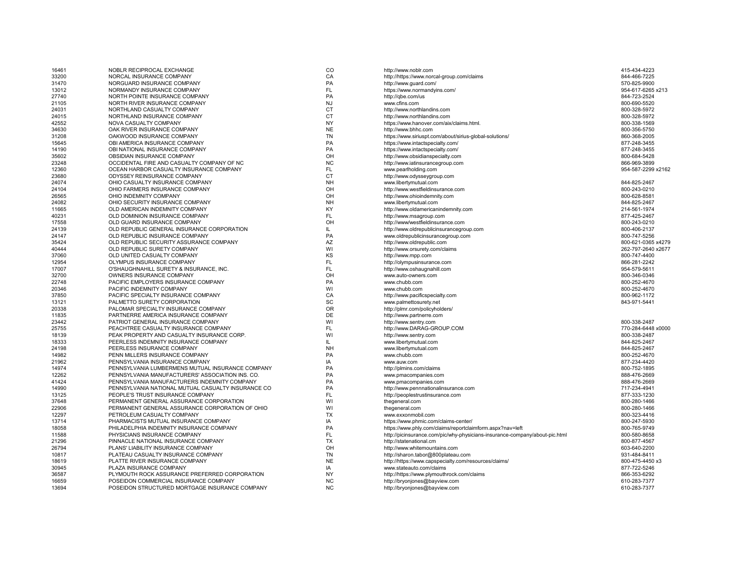| | | | | |
|---|---|---|---|---|
| 16461 | NOBLR RECIPROCAL EXCHANGE | CO | http://www.noblr.com | 415-434-4223 |
| 33200 | NORCAL INSURANCE COMPANY | CA | http://https://www.norcal-group.com/claims | 844-466-7225 |
| 31470 | NORGUARD INSURANCE COMPANY | PA | http://www.guard.com/ | 570-825-9900 |
| 13012 | NORMANDY INSURANCE COMPANY | FL | https://www.normandyins.com/ | 954-617-6265 x213 |
| 27740 | NORTH POINTE INSURANCE COMPANY | PA | http://qbe.com/us | 844-723-2524 |
| 21105 | NORTH RIVER INSURANCE COMPANY | NJ | www.cfins.com | 800-690-5520 |
| 24031 | NORTHLAND CASUALTY COMPANY | CT | http://www.northlandins.com | 800-328-5972 |
| 24015 | NORTHLAND INSURANCE COMPANY | CT | http://www.northlandins.com | 800-328-5972 |
| 42552 | NOVA CASUALTY COMPANY | NY | https://www.hanover.com/aix/claims.html. | 800-338-1569 |
| 34630 | OAK RIVER INSURANCE COMPANY | NE | http://www.bhhc.com | 800-356-5750 |
| 31208 | OAKWOOD INSURANCE COMPANY | TN | https://www.siriuspt.com/about/sirius-global-solutions/ | 860-368-2005 |
| 15645 | OBI AMERICA INSURANCE COMPANY | PA | https://www.intactspecialty.com/ | 877-248-3455 |
| 14190 | OBI NATIONAL INSURANCE COMPANY | PA | https://www.intactspecialty.com/ | 877-248-3455 |
| 35602 | OBSIDIAN INSURANCE COMPANY | OH | http://www.obsidianspecialty.com | 800-684-5428 |
| 23248 | OCCIDENTAL FIRE AND CASUALTY COMPANY OF NC | NC | http://www.iatinsurancegroup.com | 866-969-3899 |
| 12360 | OCEAN HARBOR CASUALTY INSURANCE COMPANY | FL | www.pearlholding.com | 954-587-2299 x2162 |
| 23680 | ODYSSEY REINSURANCE COMPANY | CT | http://www.odysseygroup.com | |
| 24074 | OHIO CASUALTY INSURANCE COMPANY | NH | www.libertymutual.com | 844-825-2467 |
| 24104 | OHIO FARMERS INSURANCE COMPANY | OH | http://www.westfieldinsurance.com | 800-243-0210 |
| 26565 | OHIO INDEMNITY COMPANY | OH | http://www.ohioindemnity.com | 800-628-8581 |
| 24082 | OHIO SECURITY INSURANCE COMPANY | NH | www.libertymutual.com | 844-825-2467 |
| 11665 | OLD AMERICAN INDEMNITY COMPANY | KY | http://www.oldamericanindemnity.com | 214-561-1974 |
| 40231 | OLD DOMINION INSURANCE COMPANY | FL | http://www.msagroup.com | 877-425-2467 |
| 17558 | OLD GUARD INSURANCE COMPANY | OH | http://www/westfieldinsurance.com | 800-243-0210 |
| 24139 | OLD REPUBLIC GENERAL INSURANCE CORPORATION | IL | http://www.oldrepublicinsurancegroup.com | 800-406-2137 |
| 24147 | OLD REPUBLIC INSURANCE COMPANY | PA | www.oldrepublicinsurancegroup.com | 800-747-5256 |
| 35424 | OLD REPUBLIC SECURITY ASSURANCE COMPANY | AZ | http://www.oldrepublic.com | 800-621-0365 x4279 |
| 40444 | OLD REPUBLIC SURETY COMPANY | WI | http://www.orsurety.com/claims | 262-797-2640 x2677 |
| 37060 | OLD UNITED CASUALTY COMPANY | KS | http://www.mpp.com | 800-747-4400 |
| 12954 | OLYMPUS INSURANCE COMPANY | FL | http://olympusinsurance.com | 866-281-2242 |
| 17007 | O'SHAUGHNAHILL SURETY & INSURANCE, INC. | FL | http://www.oshaugnahill.com | 954-579-5611 |
| 32700 | OWNERS INSURANCE COMPANY | OH | www.auto-owners.com | 800-346-0346 |
| 22748 | PACIFIC EMPLOYERS INSURANCE COMPANY | PA | www.chubb.com | 800-252-4670 |
| 20346 | PACIFIC INDEMNITY COMPANY | WI | www.chubb.com | 800-252-4670 |
| 37850 | PACIFIC SPECIALTY INSURANCE COMPANY | CA | http://www.pacificspecialty.com | 800-962-1172 |
| 13121 | PALMETTO SURETY CORPORATION | SC | www.palmettosurety.net | 843-971-5441 |
| 20338 | PALOMAR SPECIALTY INSURANCE COMPANY | OR | http://plmr.com/policyholders/ | |
| 11835 | PARTNERRE AMERICA INSURANCE COMPANY | DE | http://www.partnerre.com | |
| 23442 | PATRIOT GENERAL INSURANCE COMPANY | WI | http://www.sentry.com | 800-338-2487 |
| 25755 | PEACHTREE CASUALTY INSURANCE COMPANY | FL | http://www.DARAG-GROUP.COM | 770-284-6448 x0000 |
| 18139 | PEAK PROPERTY AND CASUALTY INSURANCE CORP. | WI | http://www.sentry.com | 800-338-2487 |
| 18333 | PEERLESS INDEMNITY INSURANCE COMPANY | IL | www.libertymutual.com | 844-825-2467 |
| 24198 | PEERLESS INSURANCE COMPANY | NH | www.libertymutual.com | 844-825-2467 |
| 14982 | PENN MILLERS INSURANCE COMPANY | PA | www.chubb.com | 800-252-4670 |
| 21962 | PENNSYLVANIA INSURANCE COMPANY | IA | www.auw.com | 877-234-4420 |
| 14974 | PENNSYLVANIA LUMBERMENS MUTUAL INSURANCE COMPANY | PA | http://plmins.com/claims | 800-752-1895 |
| 12262 | PENNSYLVANIA MANUFACTURERS' ASSOCIATION INS. CO. | PA | www.pmacompanies.com | 888-476-2669 |
| 41424 | PENNSYLVANIA MANUFACTURERS INDEMNITY COMPANY | PA | www.pmacompanies.com | 888-476-2669 |
| 14990 | PENNSYLVANIA NATIONAL MUTUAL CASUALTY INSURANCE CO | PA | http://www.pennnationalinsurance.com | 717-234-4941 |
| 13125 | PEOPLE'S TRUST INSURANCE COMPANY | FL | http://peoplestrustinsurance.com | 877-333-1230 |
| 37648 | PERMANENT GENERAL ASSURANCE CORPORATION | WI | thegeneral.com | 800-280-1466 |
| 22906 | PERMANENT GENERAL ASSURANCE CORPORATION OF OHIO | WI | thegeneral.com | 800-280-1466 |
| 12297 | PETROLEUM CASUALTY COMPANY | TX | www.exxonmobil.com | 800-323-4416 |
| 13714 | PHARMACISTS MUTUAL INSURANCE COMPANY | IA | https://www.phmic.com/claims-center/ | 800-247-5930 |
| 18058 | PHILADELPHIA INDEMNITY INSURANCE COMPANY | PA | https://www.phly.com/claims/reportclaimform.aspx?nav=left | 800-765-9749 |
| 11588 | PHYSICIANS INSURANCE COMPANY | FL | http://picinsurance.com/pic/why-physicians-insurance-company/about-pic.html | 800-580-8658 |
| 21296 | PINNACLE NATIONAL INSURANCE COMPANY | TX | http://statenational.cm | 800-877-4567 |
| 26794 | PLANS' LIABILITY INSURANCE COMPANY | OH | http://www.whitemountains.com | 603-640-2200 |
| 10817 | PLATEAU CASUALTY INSURANCE COMPANY | TN | http://sharon.tabor@800plateau.com | 931-484-8411 |
| 18619 | PLATTE RIVER INSURANCE COMPANY | NE | http://https://www.capspecialty.com/resources/claims/ | 800-475-4450 x3 |
| 30945 | PLAZA INSURANCE COMPANY | IA | www.stateauto.com/claims | 877-722-5246 |
| 36587 | PLYMOUTH ROCK ASSURANCE PREFERRED CORPORATION | NY | http://https://www.plymouthrock.com/claims | 866-353-6292 |
| 16659 | POSEIDON COMMERCIAL INSURANCE COMPANY | NC | http://bryonjones@bayview.com | 610-283-7377 |
| 13694 | POSEIDON STRUCTURED MORTGAGE INSURANCE COMPANY | NC | http://bryonjones@bayview.com | 610-283-7377 |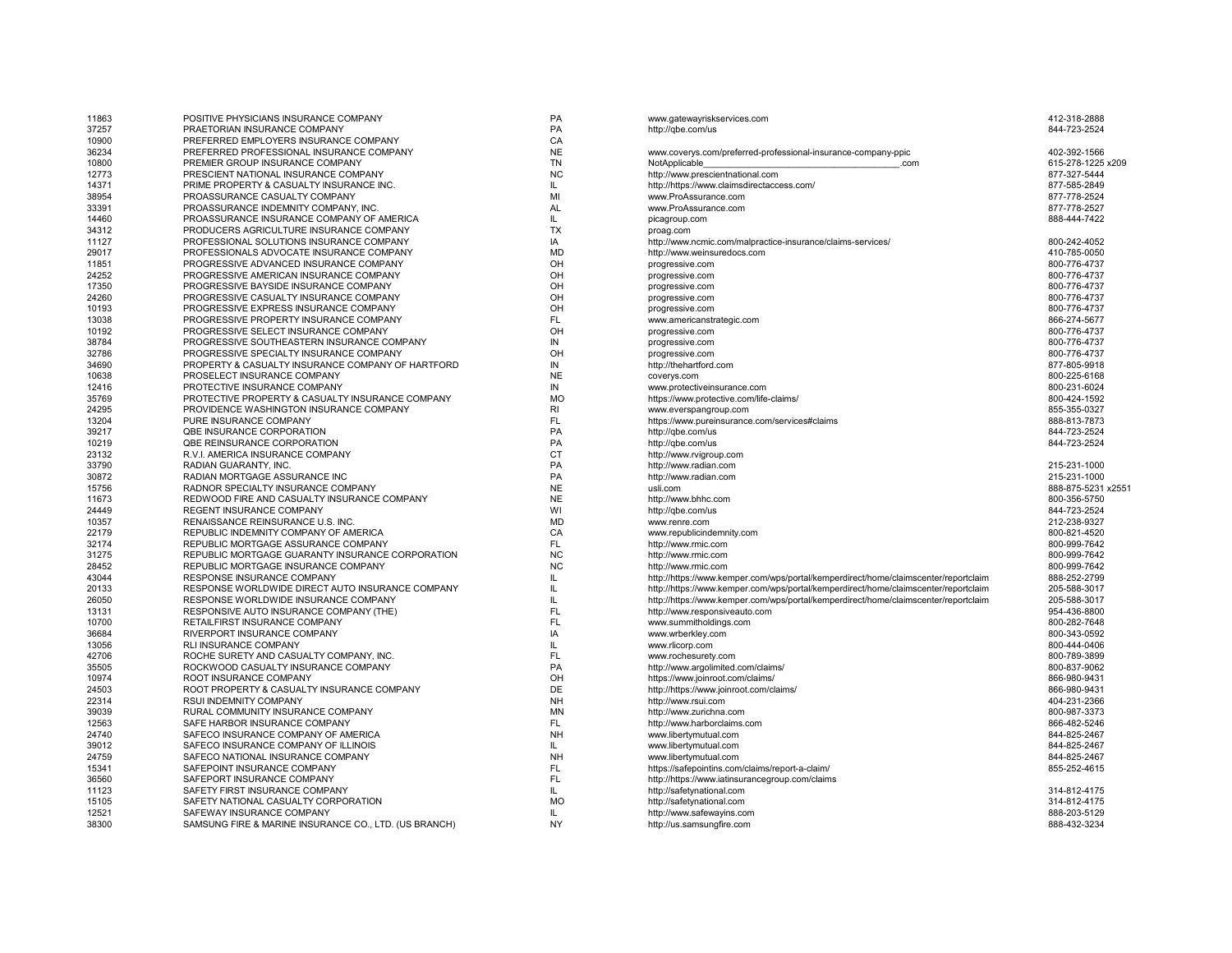| | | | | |
|---|---|---|---|---|
| 11863 | POSITIVE PHYSICIANS INSURANCE COMPANY | PA | www.gatewayriskservices.com | 412-318-2888 |
| 37257 | PRAETORIAN INSURANCE COMPANY | PA | http://qbe.com/us | 844-723-2524 |
| 10900 | PREFERRED EMPLOYERS INSURANCE COMPANY | CA | | |
| 36234 | PREFERRED PROFESSIONAL INSURANCE COMPANY | NE | www.coverys.com/preferred-professional-insurance-company-ppic | 402-392-1566 |
| 10800 | PREMIER GROUP INSURANCE COMPANY | TN | NotApplicable________________________________________.com | 615-278-1225 x209 |
| 12773 | PRESCIENT NATIONAL INSURANCE COMPANY | NC | http://www.prescientnational.com | 877-327-5444 |
| 14371 | PRIME PROPERTY & CASUALTY INSURANCE INC. | IL | http://https://www.claimsdirectaccess.com/ | 877-585-2849 |
| 38954 | PROASSURANCE CASUALTY COMPANY | MI | www.ProAssurance.com | 877-778-2524 |
| 33391 | PROASSURANCE INDEMNITY COMPANY, INC. | AL | www.ProAssurance.com | 877-778-2527 |
| 14460 | PROASSURANCE INSURANCE COMPANY OF AMERICA | IL | picagroup.com | 888-444-7422 |
| 34312 | PRODUCERS AGRICULTURE INSURANCE COMPANY | TX | proag.com | |
| 11127 | PROFESSIONAL SOLUTIONS INSURANCE COMPANY | IA | http://www.ncmic.com/malpractice-insurance/claims-services/ | 800-242-4052 |
| 29017 | PROFESSIONALS ADVOCATE INSURANCE COMPANY | MD | http://www.weinsuredocs.com | 410-785-0050 |
| 11851 | PROGRESSIVE ADVANCED INSURANCE COMPANY | OH | progressive.com | 800-776-4737 |
| 24252 | PROGRESSIVE AMERICAN INSURANCE COMPANY | OH | progressive.com | 800-776-4737 |
| 17350 | PROGRESSIVE BAYSIDE INSURANCE COMPANY | OH | progressive.com | 800-776-4737 |
| 24260 | PROGRESSIVE CASUALTY INSURANCE COMPANY | OH | progressive.com | 800-776-4737 |
| 10193 | PROGRESSIVE EXPRESS INSURANCE COMPANY | OH | progressive.com | 800-776-4737 |
| 13038 | PROGRESSIVE PROPERTY INSURANCE COMPANY | FL | www.americanstrategic.com | 866-274-5677 |
| 10192 | PROGRESSIVE SELECT INSURANCE COMPANY | OH | progressive.com | 800-776-4737 |
| 38784 | PROGRESSIVE SOUTHEASTERN INSURANCE COMPANY | IN | progressive.com | 800-776-4737 |
| 32786 | PROGRESSIVE SPECIALTY INSURANCE COMPANY | OH | progressive.com | 800-776-4737 |
| 34690 | PROPERTY & CASUALTY INSURANCE COMPANY OF HARTFORD | IN | http://thehartford.com | 877-805-9918 |
| 10638 | PROSELECT INSURANCE COMPANY | NE | coverys.com | 800-225-6168 |
| 12416 | PROTECTIVE INSURANCE COMPANY | IN | www.protectiveinsurance.com | 800-231-6024 |
| 35769 | PROTECTIVE PROPERTY & CASUALTY INSURANCE COMPANY | MO | https://www.protective.com/life-claims/ | 800-424-1592 |
| 24295 | PROVIDENCE WASHINGTON INSURANCE COMPANY | RI | www.everspangroup.com | 855-355-0327 |
| 13204 | PURE INSURANCE COMPANY | FL | https://www.pureinsurance.com/services#claims | 888-813-7873 |
| 39217 | QBE INSURANCE CORPORATION | PA | http://qbe.com/us | 844-723-2524 |
| 10219 | QBE REINSURANCE CORPORATION | PA | http://qbe.com/us | 844-723-2524 |
| 23132 | R.V.I. AMERICA INSURANCE COMPANY | CT | http://www.rvigroup.com | |
| 33790 | RADIAN GUARANTY, INC. | PA | http://www.radian.com | 215-231-1000 |
| 30872 | RADIAN MORTGAGE ASSURANCE INC | PA | http://www.radian.com | 215-231-1000 |
| 15756 | RADNOR SPECIALTY INSURANCE COMPANY | NE | usli.com | 888-875-5231 x2551 |
| 11673 | REDWOOD FIRE AND CASUALTY INSURANCE COMPANY | NE | http://www.bhhc.com | 800-356-5750 |
| 24449 | REGENT INSURANCE COMPANY | WI | http://qbe.com/us | 844-723-2524 |
| 10357 | RENAISSANCE REINSURANCE U.S. INC. | MD | www.renre.com | 212-238-9327 |
| 22179 | REPUBLIC INDEMNITY COMPANY OF AMERICA | CA | www.republicindemnity.com | 800-821-4520 |
| 32174 | REPUBLIC MORTGAGE ASSURANCE COMPANY | FL | http://www.rmic.com | 800-999-7642 |
| 31275 | REPUBLIC MORTGAGE GUARANTY INSURANCE CORPORATION | NC | http://www.rmic.com | 800-999-7642 |
| 28452 | REPUBLIC MORTGAGE INSURANCE COMPANY | NC | http://www.rmic.com | 800-999-7642 |
| 43044 | RESPONSE INSURANCE COMPANY | IL | http://https://www.kemper.com/wps/portal/kemperdirect/home/claimscenter/reportclaim | 888-252-2799 |
| 20133 | RESPONSE WORLDWIDE DIRECT AUTO INSURANCE COMPANY | IL | http://https://www.kemper.com/wps/portal/kemperdirect/home/claimscenter/reportclaim | 205-588-3017 |
| 26050 | RESPONSE WORLDWIDE INSURANCE COMPANY | IL | http://https://www.kemper.com/wps/portal/kemperdirect/home/claimscenter/reportclaim | 205-588-3017 |
| 13131 | RESPONSIVE AUTO INSURANCE COMPANY (THE) | FL | http://www.responsiveauto.com | 954-436-8800 |
| 10700 | RETAILFIRST INSURANCE COMPANY | FL | www.summitholdings.com | 800-282-7648 |
| 36684 | RIVERPORT INSURANCE COMPANY | IA | www.wrberkley.com | 800-343-0592 |
| 13056 | RLI INSURANCE COMPANY | IL | www.rlicorp.com | 800-444-0406 |
| 42706 | ROCHE SURETY AND CASUALTY COMPANY, INC. | FL | www.rochesurety.com | 800-789-3899 |
| 35505 | ROCKWOOD CASUALTY INSURANCE COMPANY | PA | http://www.argolimited.com/claims/ | 800-837-9062 |
| 10974 | ROOT INSURANCE COMPANY | OH | https://www.joinroot.com/claims/ | 866-980-9431 |
| 24503 | ROOT PROPERTY & CASUALTY INSURANCE COMPANY | DE | http://https://www.joinroot.com/claims/ | 866-980-9431 |
| 22314 | RSUI INDEMNITY COMPANY | NH | http://www.rsui.com | 404-231-2366 |
| 39039 | RURAL COMMUNITY INSURANCE COMPANY | MN | http://www.zurichna.com | 800-987-3373 |
| 12563 | SAFE HARBOR INSURANCE COMPANY | FL | http://www.harborclaims.com | 866-482-5246 |
| 24740 | SAFECO INSURANCE COMPANY OF AMERICA | NH | www.libertymutual.com | 844-825-2467 |
| 39012 | SAFECO INSURANCE COMPANY OF ILLINOIS | IL | www.libertymutual.com | 844-825-2467 |
| 24759 | SAFECO NATIONAL INSURANCE COMPANY | NH | www.libertymutual.com | 844-825-2467 |
| 15341 | SAFEPOINT INSURANCE COMPANY | FL | https://safepointins.com/claims/report-a-claim/ | 855-252-4615 |
| 36560 | SAFEPORT INSURANCE COMPANY | FL | http://https://www.iatinsurancegroup.com/claims | |
| 11123 | SAFETY FIRST INSURANCE COMPANY | IL | http://safetynational.com | 314-812-4175 |
| 15105 | SAFETY NATIONAL CASUALTY CORPORATION | MO | http://safetynational.com | 314-812-4175 |
| 12521 | SAFEWAY INSURANCE COMPANY | IL | http://www.safewayins.com | 888-203-5129 |
| 38300 | SAMSUNG FIRE & MARINE INSURANCE CO., LTD. (US BRANCH) | NY | http://us.samsungfire.com | 888-432-3234 |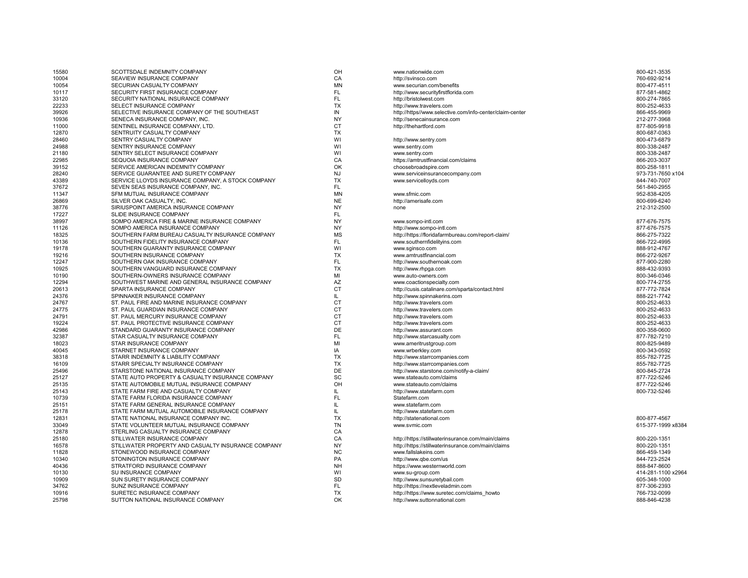| | | | | |
|---|---|---|---|---|
| 15580 | SCOTTSDALE INDEMNITY COMPANY | OH | www.nationwide.com | 800-421-3535 |
| 10004 | SEAVIEW INSURANCE COMPANY | CA | http://svinsco.com | 760-692-9214 |
| 10054 | SECURIAN CASUALTY COMPANY | MN | www.securian.com/benefits | 800-477-4511 |
| 10117 | SECURITY FIRST INSURANCE COMPANY | FL | http://www.securityfirstflorida.com | 877-581-4862 |
| 33120 | SECURITY NATIONAL INSURANCE COMPANY | FL | http://bristolwest.com | 800-274-7865 |
| 22233 | SELECT INSURANCE COMPANY | TX | http://www.travelers.com | 800-252-4633 |
| 39926 | SELECTIVE INSURANCE COMPANY OF THE SOUTHEAST | IN | http://https//www.selective.com/info-center/claim-center | 866-455-9969 |
| 10936 | SENECA INSURANCE COMPANY, INC. | NY | http://senecainsurance.com | 212-277-3968 |
| 11000 | SENTINEL INSURANCE COMPANY, LTD. | CT | http://thehartford.com | 877-805-9918 |
| 12870 | SENTRUITY CASUALTY COMPANY | TX | | 800-687-0363 |
| 28460 | SENTRY CASUALTY COMPANY | WI | http://www.sentry.com | 800-473-6879 |
| 24988 | SENTRY INSURANCE COMPANY | WI | www.sentry.com | 800-338-2487 |
| 21180 | SENTRY SELECT INSURANCE COMPANY | WI | www.sentry.com | 800-338-2487 |
| 22985 | SEQUOIA INSURANCE COMPANY | CA | https://amtrustfinancial.com/claims | 866-203-3037 |
| 39152 | SERVICE AMERICAN INDEMNITY COMPANY | OK | choosebroadspire.com | 800-258-1811 |
| 28240 | SERVICE GUARANTEE AND SURETY COMPANY | NJ | www.serviceinsurancecompany.com | 973-731-7650 x104 |
| 43389 | SERVICE LLOYDS INSURANCE COMPANY, A STOCK COMPANY | TX | www.servicelloyds.com | 844-740-7007 |
| 37672 | SEVEN SEAS INSURANCE COMPANY, INC. | FL | | 561-840-2955 |
| 11347 | SFM MUTUAL INSURANCE COMPANY | MN | www.sfmic.com | 952-838-4205 |
| 26869 | SILVER OAK CASUALTY, INC. | NE | http://amerisafe.com | 800-699-6240 |
| 38776 | SIRIUSPOINT AMERICA INSURANCE COMPANY | NY | none | 212-312-2500 |
| 17227 | SLIDE INSURANCE COMPANY | FL | | |
| 38997 | SOMPO AMERICA FIRE & MARINE INSURANCE COMPANY | NY | www.sompo-intl.com | 877-676-7575 |
| 11126 | SOMPO AMERICA INSURANCE COMPANY | NY | http://www.sompo-intl.com | 877-676-7575 |
| 18325 | SOUTHERN FARM BUREAU CASUALTY INSURANCE COMPANY | MS | http://https://floridafarmbureau.com/report-claim/ | 866-275-7322 |
| 10136 | SOUTHERN FIDELITY INSURANCE COMPANY | FL | www.southernfidelityins.com | 866-722-4995 |
| 19178 | SOUTHERN GUARANTY INSURANCE COMPANY | WI | www.sginsco.com | 888-912-4767 |
| 19216 | SOUTHERN INSURANCE COMPANY | TX | www.amtrustfinancial.com | 866-272-9267 |
| 12247 | SOUTHERN OAK INSURANCE COMPANY | FL | http://www.southernoak.com | 877-900-2280 |
| 10925 | SOUTHERN VANGUARD INSURANCE COMPANY | TX | http://www.rhpga.com | 888-432-9393 |
| 10190 | SOUTHERN-OWNERS INSURANCE COMPANY | MI | www.auto-owners.com | 800-346-0346 |
| 12294 | SOUTHWEST MARINE AND GENERAL INSURANCE COMPANY | AZ | www.coactionspecialty.com | 800-774-2755 |
| 20613 | SPARTA INSURANCE COMPANY | CT | http://cusis.catalinare.com/sparta/contact.html | 877-772-7824 |
| 24376 | SPINNAKER INSURANCE COMPANY | IL | http://www.spinnakerins.com | 888-221-7742 |
| 24767 | ST. PAUL FIRE AND MARINE INSURANCE COMPANY | CT | http://www.travelers.com | 800-252-4633 |
| 24775 | ST. PAUL GUARDIAN INSURANCE COMPANY | CT | http://www.travelers.com | 800-252-4633 |
| 24791 | ST. PAUL MERCURY INSURANCE COMPANY | CT | http://www.travelers.com | 800-252-4633 |
| 19224 | ST. PAUL PROTECTIVE INSURANCE COMPANY | CT | http://www.travelers.com | 800-252-4633 |
| 42986 | STANDARD GUARANTY INSURANCE COMPANY | DE | http://www.assurant.com | 800-358-0600 |
| 32387 | STAR CASUALTY INSURANCE COMPANY | FL | http://www.starcasualty.com | 877-782-7210 |
| 18023 | STAR INSURANCE COMPANY | MI | www.ameritrustgroup.com | 800-825-9489 |
| 40045 | STARNET INSURANCE COMPANY | IA | www.wrberkley.com | 800-343-0592 |
| 38318 | STARR INDEMNITY & LIABILITY COMPANY | TX | http://www.starrcompanies.com | 855-782-7725 |
| 16109 | STARR SPECIALTY INSURANCE COMPANY | TX | http://www.starrcompanies.com | 855-782-7725 |
| 25496 | STARSTONE NATIONAL INSURANCE COMPANY | DE | http://www.starstone.com/notify-a-claim/ | 800-845-2724 |
| 25127 | STATE AUTO PROPERTY & CASUALTY INSURANCE COMPANY | SC | www.stateauto.com/claims | 877-722-5246 |
| 25135 | STATE AUTOMOBILE MUTUAL INSURANCE COMPANY | OH | www.stateauto.com/claims | 877-722-5246 |
| 25143 | STATE FARM FIRE AND CASUALTY COMPANY | IL | http://www.statefarm.com | 800-732-5246 |
| 10739 | STATE FARM FLORIDA INSURANCE COMPANY | FL | Statefarm.com | |
| 25151 | STATE FARM GENERAL INSURANCE COMPANY | IL | www.statefarm.com | |
| 25178 | STATE FARM MUTUAL AUTOMOBILE INSURANCE COMPANY | IL | http://www.statefarm.com | |
| 12831 | STATE NATIONAL INSURANCE COMPANY INC. | TX | http://statenational.com | 800-877-4567 |
| 33049 | STATE VOLUNTEER MUTUAL INSURANCE COMPANY | TN | www.svmic.com | 615-377-1999 x8384 |
| 12878 | STERLING CASUALTY INSURANCE COMPANY | CA | | |
| 25180 | STILLWATER INSURANCE COMPANY | CA | http://https://stillwaterinsurance.com/main/claims | 800-220-1351 |
| 16578 | STILLWATER PROPERTY AND CASUALTY INSURANCE COMPANY | NY | http://https://stillwaterinsurance.com/main/claims | 800-220-1351 |
| 11828 | STONEWOOD INSURANCE COMPANY | NC | www.fallslakeins.com | 866-459-1349 |
| 10340 | STONINGTON INSURANCE COMPANY | PA | http://www.qbe.com/us | 844-723-2524 |
| 40436 | STRATFORD INSURANCE COMPANY | NH | https://www.westernworld.com | 888-847-8600 |
| 10130 | SU INSURANCE COMPANY | WI | www.su-group.com | 414-281-1100 x2964 |
| 10909 | SUN SURETY INSURANCE COMPANY | SD | http://www.sunsuretybail.com | 605-348-1000 |
| 34762 | SUNZ INSURANCE COMPANY | FL | http://https://nextleveladmin.com | 877-306-2393 |
| 10916 | SURETEC INSURANCE COMPANY | TX | http://https://www.suretec.com/claims_howto | 766-732-0099 |
| 25798 | SUTTON NATIONAL INSURANCE COMPANY | OK | http://www.suttonnational.com | 888-846-4238 |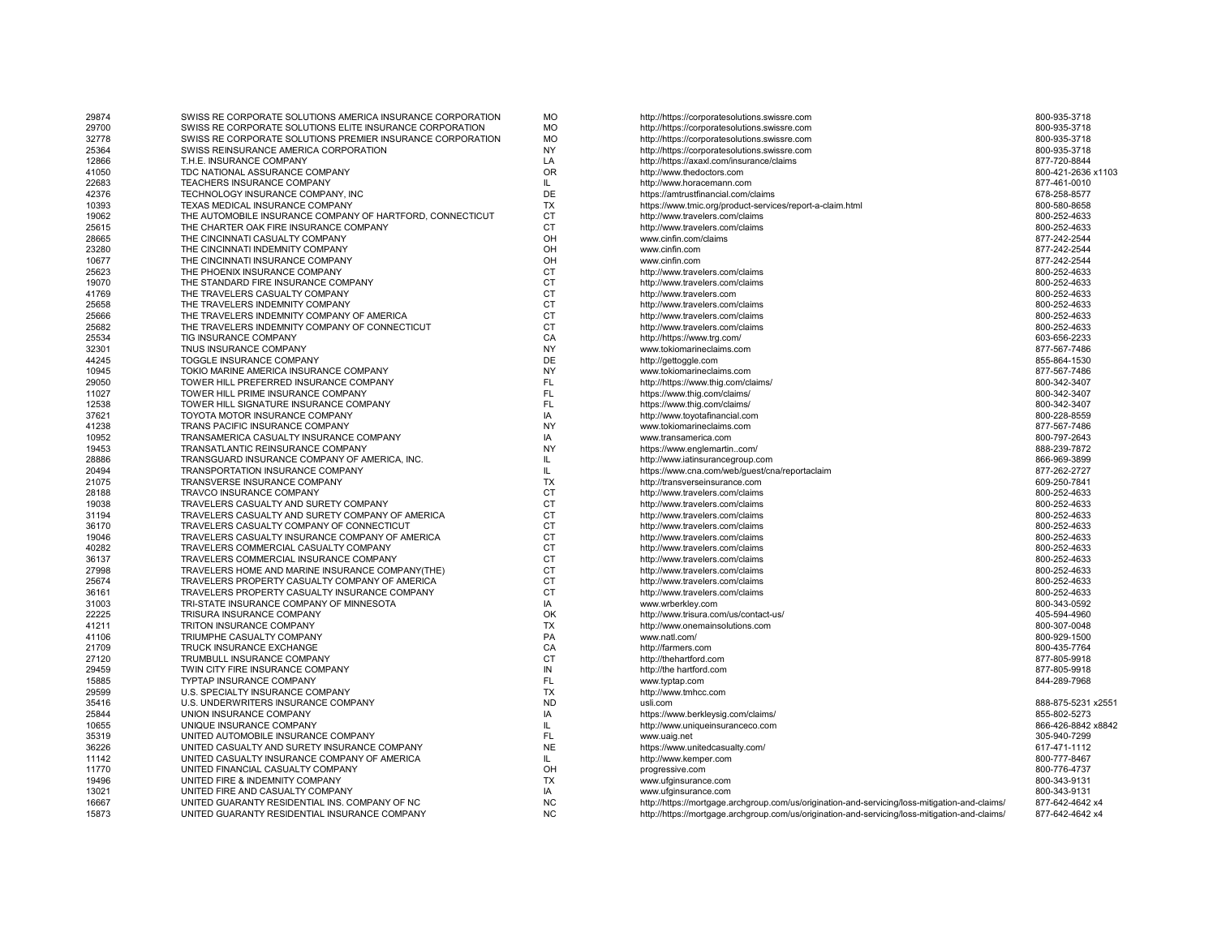| | | | | |
|---|---|---|---|---|
| 29874 | SWISS RE CORPORATE SOLUTIONS AMERICA INSURANCE CORPORATION | MO | http://https://corporatesolutions.swissre.com | 800-935-3718 |
| 29700 | SWISS RE CORPORATE SOLUTIONS ELITE INSURANCE CORPORATION | MO | http://https://corporatesolutions.swissre.com | 800-935-3718 |
| 32778 | SWISS RE CORPORATE SOLUTIONS PREMIER INSURANCE CORPORATION | MO | http://https://corporatesolutions.swissre.com | 800-935-3718 |
| 25364 | SWISS REINSURANCE AMERICA CORPORATION | NY | http://https://corporatesolutions.swissre.com | 800-935-3718 |
| 12866 | T.H.E. INSURANCE COMPANY | LA | http://https://axaxl.com/insurance/claims | 877-720-8844 |
| 41050 | TDC NATIONAL ASSURANCE COMPANY | OR | http://www.thedoctors.com | 800-421-2636 x1103 |
| 22683 | TEACHERS INSURANCE COMPANY | IL | http://www.horacemann.com | 877-461-0010 |
| 42376 | TECHNOLOGY INSURANCE COMPANY, INC | DE | https://amtrustfinancial.com/claims | 678-258-8577 |
| 10393 | TEXAS MEDICAL INSURANCE COMPANY | TX | https://www.tmic.org/product-services/report-a-claim.html | 800-580-8658 |
| 19062 | THE AUTOMOBILE INSURANCE COMPANY OF HARTFORD, CONNECTICUT | CT | http://www.travelers.com/claims | 800-252-4633 |
| 25615 | THE CHARTER OAK FIRE INSURANCE COMPANY | CT | http://www.travelers.com/claims | 800-252-4633 |
| 28665 | THE CINCINNATI CASUALTY COMPANY | OH | www.cinfin.com/claims | 877-242-2544 |
| 23280 | THE CINCINNATI INDEMNITY COMPANY | OH | www.cinfin.com | 877-242-2544 |
| 10677 | THE CINCINNATI INSURANCE COMPANY | OH | www.cinfin.com | 877-242-2544 |
| 25623 | THE PHOENIX INSURANCE COMPANY | CT | http://www.travelers.com/claims | 800-252-4633 |
| 19070 | THE STANDARD FIRE INSURANCE COMPANY | CT | http://www.travelers.com/claims | 800-252-4633 |
| 41769 | THE TRAVELERS CASUALTY COMPANY | CT | http://www.travelers.com | 800-252-4633 |
| 25658 | THE TRAVELERS INDEMNITY COMPANY | CT | http://www.travelers.com/claims | 800-252-4633 |
| 25666 | THE TRAVELERS INDEMNITY COMPANY OF AMERICA | CT | http://www.travelers.com/claims | 800-252-4633 |
| 25682 | THE TRAVELERS INDEMNITY COMPANY OF CONNECTICUT | CT | http://www.travelers.com/claims | 800-252-4633 |
| 25534 | TIG INSURANCE COMPANY | CA | http://https://www.trg.com/ | 603-656-2233 |
| 32301 | TNUS INSURANCE COMPANY | NY | www.tokiomarineclaims.com | 877-567-7486 |
| 44245 | TOGGLE INSURANCE COMPANY | DE | http://gettoggle.com | 855-864-1530 |
| 10945 | TOKIO MARINE AMERICA INSURANCE COMPANY | NY | www.tokiomarineclaims.com | 877-567-7486 |
| 29050 | TOWER HILL PREFERRED INSURANCE COMPANY | FL | http://https://www.thig.com/claims/ | 800-342-3407 |
| 11027 | TOWER HILL PRIME INSURANCE COMPANY | FL | https://www.thig.com/claims/ | 800-342-3407 |
| 12538 | TOWER HILL SIGNATURE INSURANCE COMPANY | FL | https://www.thig.com/claims/ | 800-342-3407 |
| 37621 | TOYOTA MOTOR INSURANCE COMPANY | IA | http://www.toyotafinancial.com | 800-228-8559 |
| 41238 | TRANS PACIFIC INSURANCE COMPANY | NY | www.tokiomarineclaims.com | 877-567-7486 |
| 10952 | TRANSAMERICA CASUALTY INSURANCE COMPANY | IA | www.transamerica.com | 800-797-2643 |
| 19453 | TRANSATLANTIC REINSURANCE COMPANY | NY | https://www.englemartin..com/ | 888-239-7872 |
| 28886 | TRANSGUARD INSURANCE COMPANY OF AMERICA, INC. | IL | http://www.iatinsurancegroup.com | 866-969-3899 |
| 20494 | TRANSPORTATION INSURANCE COMPANY | IL | https://www.cna.com/web/guest/cna/reportaclaim | 877-262-2727 |
| 21075 | TRANSVERSE INSURANCE COMPANY | TX | http://transverseinsurance.com | 609-250-7841 |
| 28188 | TRAVCO INSURANCE COMPANY | CT | http://www.travelers.com/claims | 800-252-4633 |
| 19038 | TRAVELERS CASUALTY AND SURETY COMPANY | CT | http://www.travelers.com/claims | 800-252-4633 |
| 31194 | TRAVELERS CASUALTY AND SURETY COMPANY OF AMERICA | CT | http://www.travelers.com/claims | 800-252-4633 |
| 36170 | TRAVELERS CASUALTY COMPANY OF CONNECTICUT | CT | http://www.travelers.com/claims | 800-252-4633 |
| 19046 | TRAVELERS CASUALTY INSURANCE COMPANY OF AMERICA | CT | http://www.travelers.com/claims | 800-252-4633 |
| 40282 | TRAVELERS COMMERCIAL CASUALTY COMPANY | CT | http://www.travelers.com/claims | 800-252-4633 |
| 36137 | TRAVELERS COMMERCIAL INSURANCE COMPANY | CT | http://www.travelers.com/claims | 800-252-4633 |
| 27998 | TRAVELERS HOME AND MARINE INSURANCE COMPANY(THE) | CT | http://www.travelers.com/claims | 800-252-4633 |
| 25674 | TRAVELERS PROPERTY CASUALTY COMPANY OF AMERICA | CT | http://www.travelers.com/claims | 800-252-4633 |
| 36161 | TRAVELERS PROPERTY CASUALTY INSURANCE COMPANY | CT | http://www.travelers.com/claims | 800-252-4633 |
| 31003 | TRI-STATE INSURANCE COMPANY OF MINNESOTA | IA | www.wrberkley.com | 800-343-0592 |
| 22225 | TRISURA INSURANCE COMPANY | OK | http://www.trisura.com/us/contact-us/ | 405-594-4960 |
| 41211 | TRITON INSURANCE COMPANY | TX | http://www.onemainsolutions.com | 800-307-0048 |
| 41106 | TRIUMPHE CASUALTY COMPANY | PA | www.natl.com/ | 800-929-1500 |
| 21709 | TRUCK INSURANCE EXCHANGE | CA | http://farmers.com | 800-435-7764 |
| 27120 | TRUMBULL INSURANCE COMPANY | CT | http://thehartford.com | 877-805-9918 |
| 29459 | TWIN CITY FIRE INSURANCE COMPANY | IN | http://the hartford.com | 877-805-9918 |
| 15885 | TYPTAP INSURANCE COMPANY | FL | www.typtap.com | 844-289-7968 |
| 29599 | U.S. SPECIALTY INSURANCE COMPANY | TX | http://www.tmhcc.com | |
| 35416 | U.S. UNDERWRITERS INSURANCE COMPANY | ND | usli.com | 888-875-5231 x2551 |
| 25844 | UNION INSURANCE COMPANY | IA | https://www.berkleysig.com/claims/ | 855-802-5273 |
| 10655 | UNIQUE INSURANCE COMPANY | IL | http://www.uniqueinsuranceco.com | 866-426-8842 x8842 |
| 35319 | UNITED AUTOMOBILE INSURANCE COMPANY | FL | www.uaig.net | 305-940-7299 |
| 36226 | UNITED CASUALTY AND SURETY INSURANCE COMPANY | NE | https://www.unitedcasualty.com/ | 617-471-1112 |
| 11142 | UNITED CASUALTY INSURANCE COMPANY OF AMERICA | IL | http://www.kemper.com | 800-777-8467 |
| 11770 | UNITED FINANCIAL CASUALTY COMPANY | OH | progressive.com | 800-776-4737 |
| 19496 | UNITED FIRE & INDEMNITY COMPANY | TX | www.ufginsurance.com | 800-343-9131 |
| 13021 | UNITED FIRE AND CASUALTY COMPANY | IA | www.ufginsurance.com | 800-343-9131 |
| 16667 | UNITED GUARANTY RESIDENTIAL INS. COMPANY OF NC | NC | http://https://mortgage.archgroup.com/us/origination-and-servicing/loss-mitigation-and-claims/ | 877-642-4642 x4 |
| 15873 | UNITED GUARANTY RESIDENTIAL INSURANCE COMPANY | NC | http://https://mortgage.archgroup.com/us/origination-and-servicing/loss-mitigation-and-claims/ | 877-642-4642 x4 |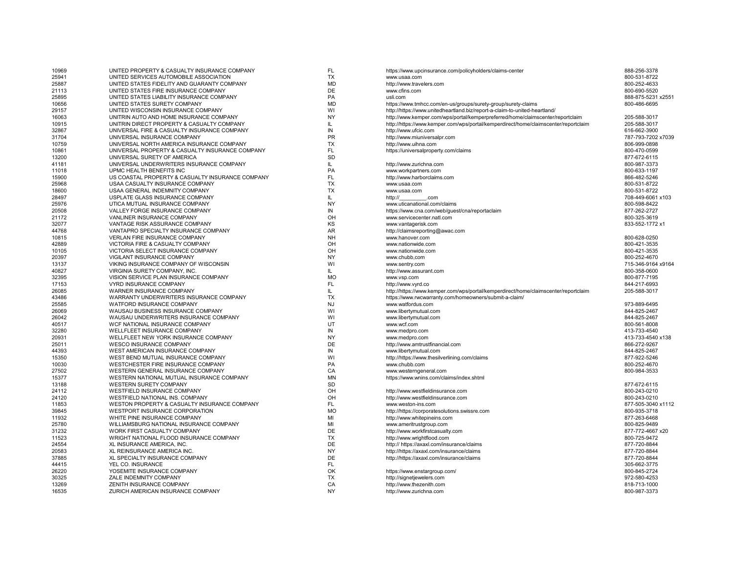| | | | | |
|---|---|---|---|---|
| 10969 | UNITED PROPERTY & CASUALTY INSURANCE COMPANY | FL | https://www.upcinsurance.com/policyholders/claims-center | 888-256-3378 |
| 25941 | UNITED SERVICES AUTOMOBILE ASSOCIATION | TX | www.usaa.com | 800-531-8722 |
| 25887 | UNITED STATES FIDELITY AND GUARANTY COMPANY | MD | http://www.travelers.com | 800-252-4633 |
| 21113 | UNITED STATES FIRE INSURANCE COMPANY | DE | www.cfins.com | 800-690-5520 |
| 25895 | UNITED STATES LIABILITY INSURANCE COMPANY | PA | usli.com | 888-875-5231 x2551 |
| 10656 | UNITED STATES SURETY COMPANY | MD | https://www.tmhcc.com/en-us/groups/surety-group/surety-claims | 800-486-6695 |
| 29157 | UNITED WISCONSIN INSURANCE COMPANY | WI | http://https://www.unitedheartland.biz/report-a-claim-to-united-heartland/ | |
| 16063 | UNITRIN AUTO AND HOME INSURANCE COMPANY | NY | http://www.kemper.com/wps/portal/kemperpreferred/home/claimscenter/reportclaim | 205-588-3017 |
| 10915 | UNITRIN DIRECT PROPERTY & CASUALTY COMPANY | IL | http://https://www.kemper.com/wps/portal/kemperdirect/home/claimscenter/reportclaim | 205-588-3017 |
| 32867 | UNIVERSAL FIRE & CASUALTY INSURANCE COMPANY | IN | http://www.ufcic.com | 616-662-3900 |
| 31704 | UNIVERSAL INSURANCE COMPANY | PR | http://www.miuniversalpr.com | 787-793-7202 x7039 |
| 10759 | UNIVERSAL NORTH AMERICA INSURANCE COMPANY | TX | http://www.uihna.com | 806-999-0898 |
| 10861 | UNIVERSAL PROPERTY & CASUALTY INSURANCE COMPANY | FL | https://universalproperty.com/claims | 800-470-0599 |
| 13200 | UNIVERSAL SURETY OF AMERICA | SD | | 877-672-6115 |
| 41181 | UNIVERSAL UNDERWRITERS INSURANCE COMPANY | IL | http://www.zurichna.com | 800-987-3373 |
| 11018 | UPMC HEALTH BENEFITS INC | PA | www.workpartners.com | 800-633-1197 |
| 15900 | US COASTAL PROPERTY & CASUALTY INSURANCE COMPANY | FL | http://www.harborclaims.com | 866-482-5246 |
| 25968 | USAA CASUALTY INSURANCE COMPANY | TX | www.usaa.com | 800-531-8722 |
| 18600 | USAA GENERAL INDEMNITY COMPANY | TX | www.usaa.com | 800-531-8722 |
| 28497 | USPLATE GLASS INSURANCE COMPANY | IL | http://__________.com | 708-449-6061 x103 |
| 25976 | UTICA MUTUAL INSURANCE COMPANY | NY | www.uticanational.com/claims | 800-598-8422 |
| 20508 | VALLEY FORGE INSURANCE COMPANY | IN | https://www.cna.com/web/guest/cna/reportaclaim | 877-262-2727 |
| 21172 | VANLINER INSURANCE COMPANY | OH | www.servicecenter.natl.com | 800-325-3619 |
| 32077 | VANTAGE RISK ASSURANCE COMPANY | KS | www.vantagerisk.com | 833-552-1772 x1 |
| 44768 | VANTAPRO SPECIALTY INSURANCE COMPANY | AR | http://claimsreporting@awac.com | |
| 10815 | VERLAN FIRE INSURANCE COMPANY | NH | www.hanover.com | 800-628-0250 |
| 42889 | VICTORIA FIRE & CASUALTY COMPANY | OH | www.nationwide.com | 800-421-3535 |
| 10105 | VICTORIA SELECT INSURANCE COMPANY | OH | www.nationwide.com | 800-421-3535 |
| 20397 | VIGILANT INSURANCE COMPANY | NY | www.chubb,com | 800-252-4670 |
| 13137 | VIKING INSURANCE COMPANY OF WISCONSIN | WI | www.sentry.com | 715-346-9164 x9164 |
| 40827 | VIRGINIA SURETY COMPANY, INC. | IL | http://www.assurant.com | 800-358-0600 |
| 32395 | VISION SERVICE PLAN INSURANCE COMPANY | MO | www.vsp.com | 800-877-7195 |
| 17153 | VYRD INSURANCE COMPANY | FL | http://www.vyrd.co | 844-217-6993 |
| 26085 | WARNER INSURANCE COMPANY | IL | http://https://www.kemper.com/wps/portal/kemperdirect/home/claimscenter/reportclaim | 205-588-3017 |
| 43486 | WARRANTY UNDERWRITERS INSURANCE COMPANY | TX | https://www.rwcwarranty.com/homeowners/submit-a-claim/ | |
| 25585 | WATFORD INSURANCE COMPANY | NJ | www.watfordus.com | 973-889-6495 |
| 26069 | WAUSAU BUSINESS INSURANCE COMPANY | WI | www.libertymutual.com | 844-825-2467 |
| 26042 | WAUSAU UNDERWRITERS INSURANCE COMPANY | WI | www.libertymutual.com | 844-825-2467 |
| 40517 | WCF NATIONAL INSURANCE COMPANY | UT | www.wcf.com | 800-561-8008 |
| 32280 | WELLFLEET INSURANCE COMPANY | IN | www.medpro.com | 413-733-4540 |
| 20931 | WELLFLEET NEW YORK INSURANCE COMPANY | NY | www.medpro.com | 413-733-4540 x138 |
| 25011 | WESCO INSURANCE COMPANY | DE | http://www.amtrustfinancial.com | 866-272-9267 |
| 44393 | WEST AMERICAN INSURANCE COMPANY | IN | www.libertymutual.com | 844-825-2467 |
| 15350 | WEST BEND MUTUAL INSURANCE COMPANY | WI | http://https://www.thesilverlining.com/claims | 877-922-5246 |
| 10030 | WESTCHESTER FIRE INSURANCE COMPANY | PA | www.chubb.com | 800-252-4670 |
| 27502 | WESTERN GENERAL INSURANCE COMPANY | CA | www.westerngeneral.com | 800-984-3533 |
| 15377 | WESTERN NATIONAL MUTUAL INSURANCE COMPANY | MN | https://www.wnins.com/claims/index.shtml | |
| 13188 | WESTERN SURETY COMPANY | SD | | 877-672-6115 |
| 24112 | WESTFIELD INSURANCE COMPANY | OH | http://www.westfieldinsurance.com | 800-243-0210 |
| 24120 | WESTFIELD NATIONAL INS. COMPANY | OH | http://www.westfieldinsurance.com | 800-243-0210 |
| 11853 | WESTON PROPERTY & CASUALTY INSURANCE COMPANY | FL | www.weston-ins.com | 877-505-3040 x1112 |
| 39845 | WESTPORT INSURANCE CORPORATION | MO | http://https://corporatesolutions.swissre.com | 800-935-3718 |
| 11932 | WHITE PINE INSURANCE COMPANY | MI | http://www.whitepineins.com | 877-263-6468 |
| 25780 | WILLIAMSBURG NATIONAL INSURANCE COMPANY | MI | www.ameritrustgroup.com | 800-825-9489 |
| 31232 | WORK FIRST CASUALTY COMPANY | DE | http://www.workfirstcasualty.com | 877-772-4667 x20 |
| 11523 | WRIGHT NATIONAL FLOOD INSURANCE COMPANY | TX | http://www.wrightflood.com | 800-725-9472 |
| 24554 | XL INSURANCE AMERICA, INC. | DE | http:// https://axaxl.com/insurance/claims | 877-720-8844 |
| 20583 | XL REINSURANCE AMERICA INC. | NY | http://https://axaxl.com/insurance/claims | 877-720-8844 |
| 37885 | XL SPECIALTY INSURANCE COMPANY | DE | http://https://axaxl.com/insurance/claims | 877-720-8844 |
| 44415 | YEL CO. INSURANCE | FL | | 305-662-3775 |
| 26220 | YOSEMITE INSURANCE COMPANY | OK | https://www.enstargroup.com/ | 800-845-2724 |
| 30325 | ZALE INDEMNITY COMPANY | TX | http://signetjewelers.com | 972-580-4253 |
| 13269 | ZENITH INSURANCE COMPANY | CA | http://www.thezenith.com | 818-713-1000 |
| 16535 | ZURICH AMERICAN INSURANCE COMPANY | NY | http://www.zurichna.com | 800-987-3373 |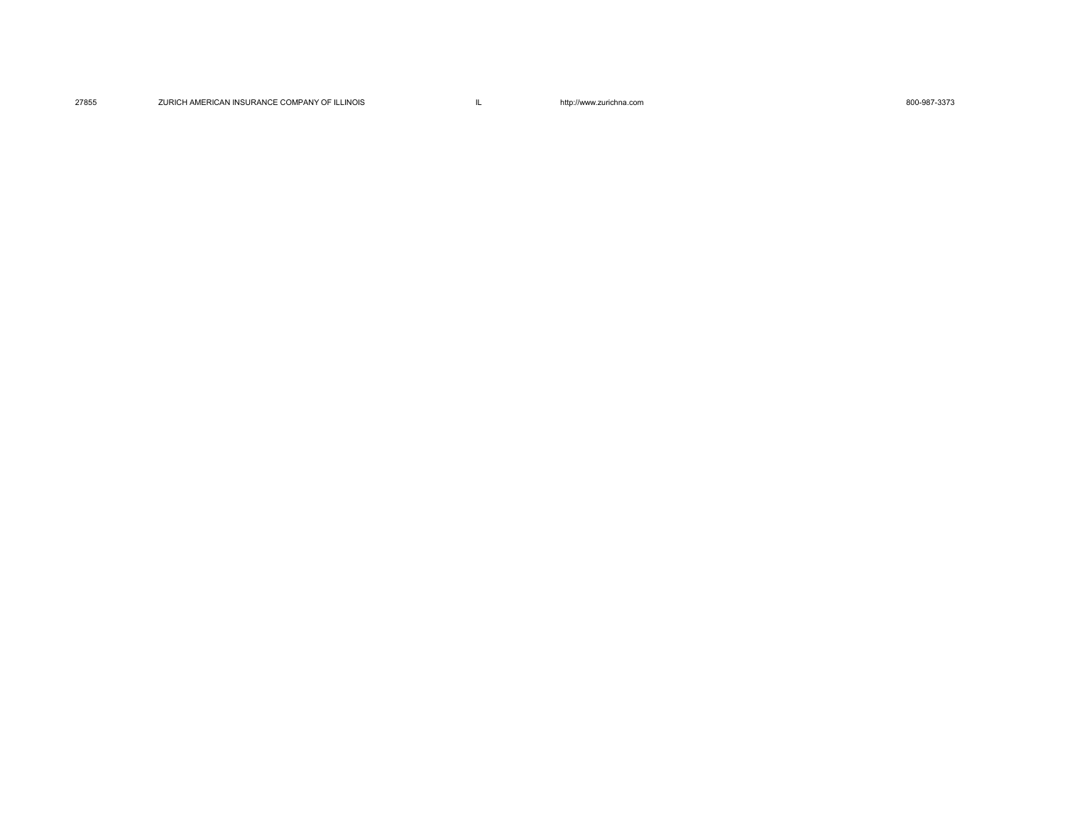| | | | | |
|---|---|---|---|---|
| 27855 | ZURICH AMERICAN INSURANCE COMPANY OF ILLINOIS | IL | http://www.zurichna.com | 800-987-3373 |